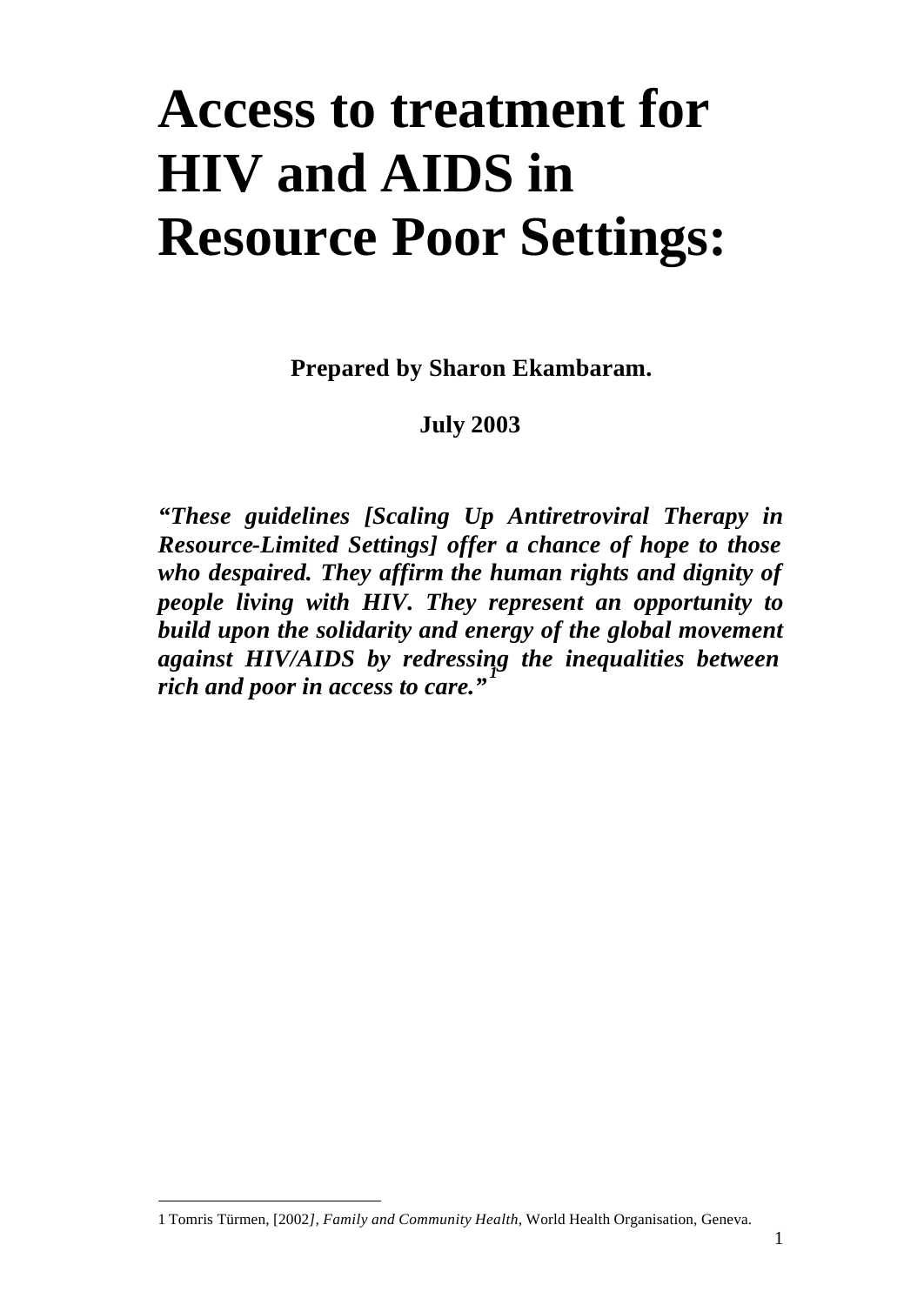# Access to treatment for HIV and AIDS in Resource Poor Settings:

**Prepared by Sharon Ekambaram.**

**July 2003**

***"These guidelines [Scaling Up Antiretroviral Therapy in Resource-Limited Settings] offer a chance of hope to those who despaired. They affirm the human rights and dignity of people living with HIV. They represent an opportunity to build upon the solidarity and energy of the global movement against HIV/AIDS by redressing the inequalities between rich and poor in access to care."***[1]

---

1 Tomris Türmen, [2002*], Family and Community Health*, World Health Organisation, Geneva.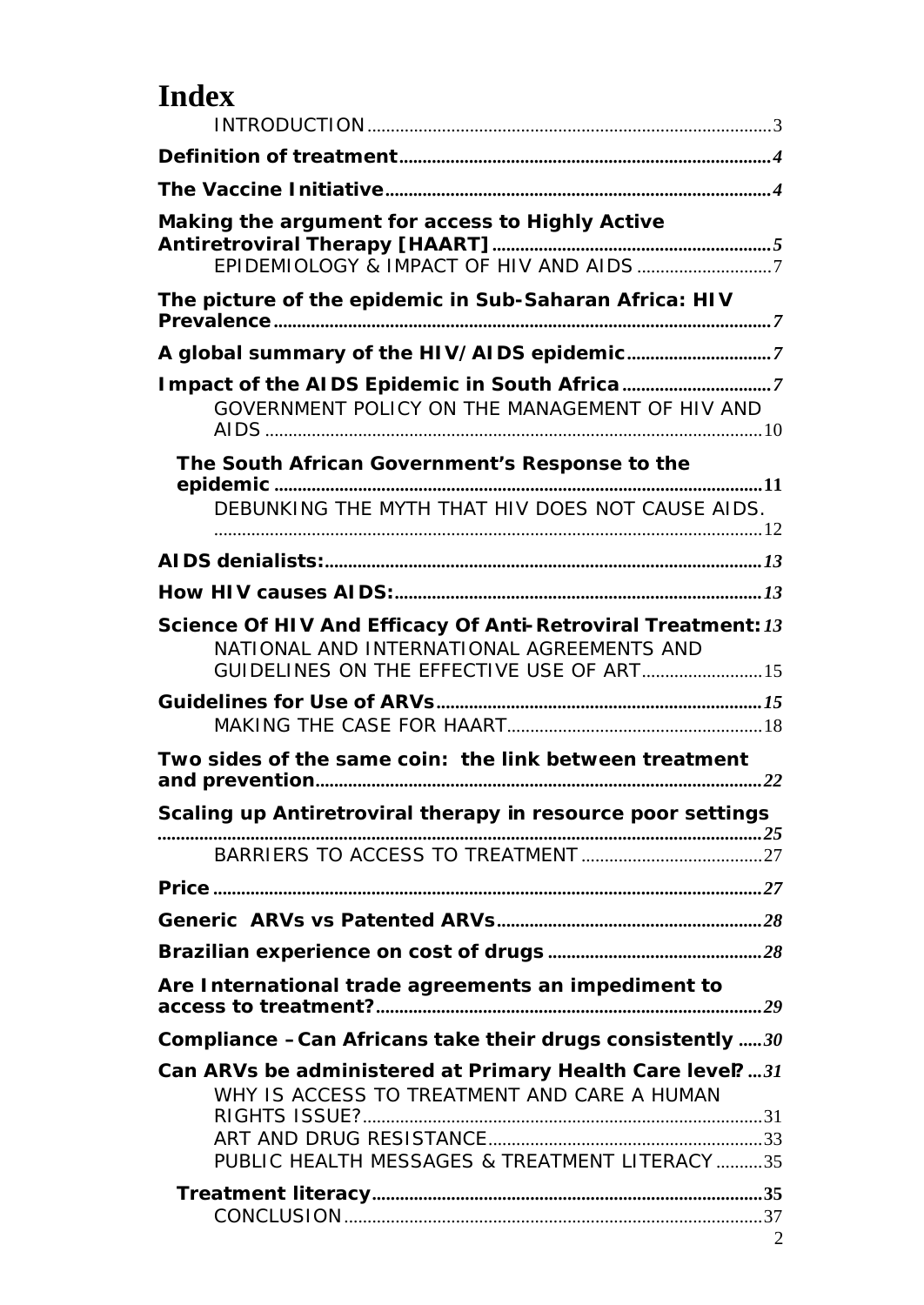# Index

INTRODUCTION ..... 3

**Definition of treatment** ..... 4

**The Vaccine Initiative** ..... 4

**Making the argument for access to Highly Active Antiretroviral Therapy [HAART]** ..... 5

EPIDEMIOLOGY & IMPACT OF HIV AND AIDS ..... 7

**The picture of the epidemic in Sub-Saharan Africa: HIV Prevalence** ..... 7

**A global summary of the HIV/AIDS epidemic** ..... 7

**Impact of the AIDS Epidemic in South Africa** ..... 7

GOVERNMENT POLICY ON THE MANAGEMENT OF HIV AND AIDS ..... 10

**The South African Government's Response to the epidemic** ..... 11

DEBUNKING THE MYTH THAT HIV DOES NOT CAUSE AIDS. ..... 12

**AIDS denialists:** ..... 13

**How HIV causes AIDS:** ..... 13

**Science Of HIV And Efficacy Of Anti-Retroviral Treatment:** 13

NATIONAL AND INTERNATIONAL AGREEMENTS AND GUIDELINES ON THE EFFECTIVE USE OF ART ..... 15

**Guidelines for Use of ARVs** ..... 15

MAKING THE CASE FOR HAART ..... 18

**Two sides of the same coin: the link between treatment and prevention** ..... 22

**Scaling up Antiretroviral therapy in resource poor settings** ..... 25

BARRIERS TO ACCESS TO TREATMENT ..... 27

**Price** ..... 27

**Generic ARVs vs Patented ARVs** ..... 28

**Brazilian experience on cost of drugs** ..... 28

**Are International trade agreements an impediment to access to treatment?** ..... 29

**Compliance – Can Africans take their drugs consistently** ..... 30

**Can ARVs be administered at Primary Health Care level?** ..... 31

WHY IS ACCESS TO TREATMENT AND CARE A HUMAN RIGHTS ISSUE? ..... 31

ART AND DRUG RESISTANCE ..... 33

PUBLIC HEALTH MESSAGES & TREATMENT LITERACY ..... 35

**Treatment literacy** ..... 35

CONCLUSION ..... 37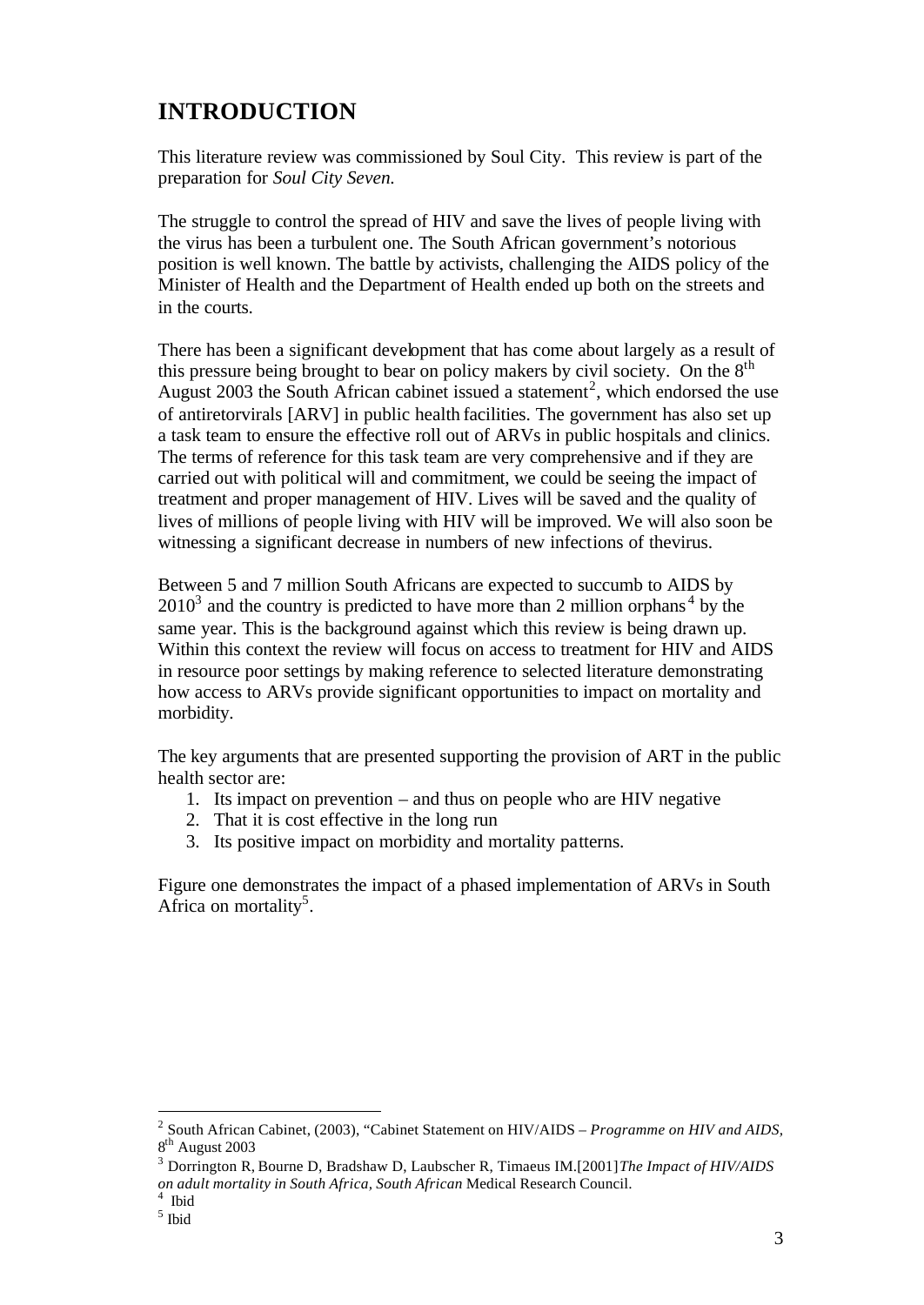# INTRODUCTION

This literature review was commissioned by Soul City. This review is part of the preparation for *Soul City Seven.*

The struggle to control the spread of HIV and save the lives of people living with the virus has been a turbulent one. The South African government's notorious position is well known. The battle by activists, challenging the AIDS policy of the Minister of Health and the Department of Health ended up both on the streets and in the courts.

There has been a significant development that has come about largely as a result of this pressure being brought to bear on policy makers by civil society. On the 8th August 2003 the South African cabinet issued a statement[2], which endorsed the use of antiretorvirals [ARV] in public health facilities. The government has also set up a task team to ensure the effective roll out of ARVs in public hospitals and clinics. The terms of reference for this task team are very comprehensive and if they are carried out with political will and commitment, we could be seeing the impact of treatment and proper management of HIV. Lives will be saved and the quality of lives of millions of people living with HIV will be improved. We will also soon be witnessing a significant decrease in numbers of new infections of thevirus.

Between 5 and 7 million South Africans are expected to succumb to AIDS by 2010[3] and the country is predicted to have more than 2 million orphans[4] by the same year. This is the background against which this review is being drawn up. Within this context the review will focus on access to treatment for HIV and AIDS in resource poor settings by making reference to selected literature demonstrating how access to ARVs provide significant opportunities to impact on mortality and morbidity.

The key arguments that are presented supporting the provision of ART in the public health sector are:

1. Its impact on prevention – and thus on people who are HIV negative
2. That it is cost effective in the long run
3. Its positive impact on morbidity and mortality patterns.

Figure one demonstrates the impact of a phased implementation of ARVs in South Africa on mortality[5].

---

[2] South African Cabinet, (2003), "Cabinet Statement on HIV/AIDS – *Programme on HIV and AIDS,* 8th August 2003

[3] Dorrington R, Bourne D, Bradshaw D, Laubscher R, Timaeus IM.[2001] *The Impact of HIV/AIDS on adult mortality in South Africa, South African* Medical Research Council.

[4] Ibid

[5] Ibid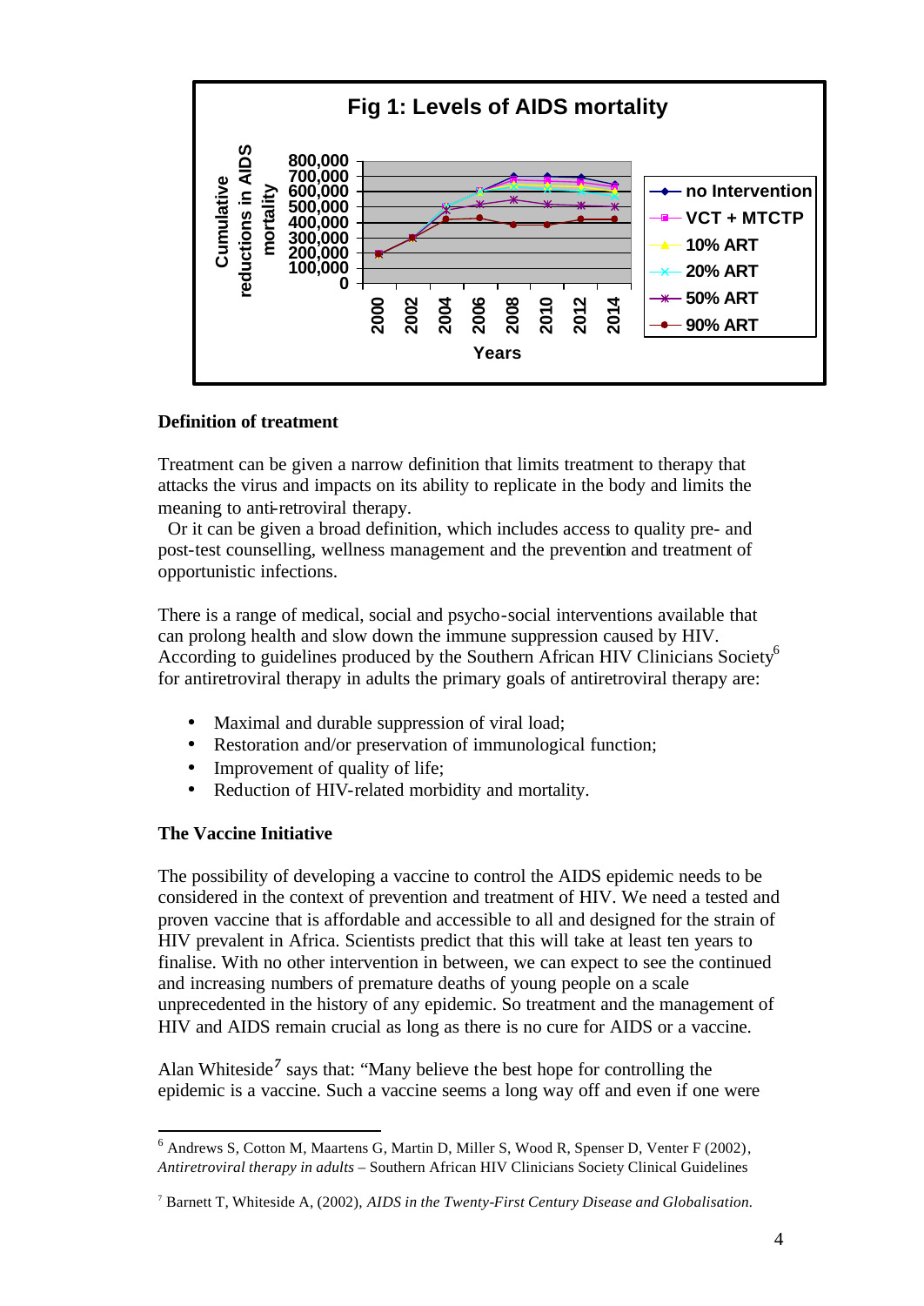**Fig 1: Levels of AIDS mortality**

### Definition of treatment

Treatment can be given a narrow definition that limits treatment to therapy that attacks the virus and impacts on its ability to replicate in the body and limits the meaning to anti-retroviral therapy.

Or it can be given a broad definition, which includes access to quality pre- and post-test counselling, wellness management and the prevention and treatment of opportunistic infections.

There is a range of medical, social and psycho-social interventions available that can prolong health and slow down the immune suppression caused by HIV. According to guidelines produced by the Southern African HIV Clinicians Society[6] for antiretroviral therapy in adults the primary goals of antiretroviral therapy are:

- Maximal and durable suppression of viral load;
- Restoration and/or preservation of immunological function;
- Improvement of quality of life;
- Reduction of HIV-related morbidity and mortality.

### The Vaccine Initiative

The possibility of developing a vaccine to control the AIDS epidemic needs to be considered in the context of prevention and treatment of HIV. We need a tested and proven vaccine that is affordable and accessible to all and designed for the strain of HIV prevalent in Africa. Scientists predict that this will take at least ten years to finalise. With no other intervention in between, we can expect to see the continued and increasing numbers of premature deaths of young people on a scale unprecedented in the history of any epidemic. So treatment and the management of HIV and AIDS remain crucial as long as there is no cure for AIDS or a vaccine.

Alan Whiteside[7] says that: "Many believe the best hope for controlling the epidemic is a vaccine. Such a vaccine seems a long way off and even if one were

---

[6] Andrews S, Cotton M, Maartens G, Martin D, Miller S, Wood R, Spenser D, Venter F (2002), *Antiretroviral therapy in adults* – Southern African HIV Clinicians Society Clinical Guidelines

[7] Barnett T, Whiteside A, (2002), *AIDS in the Twenty-First Century Disease and Globalisation.*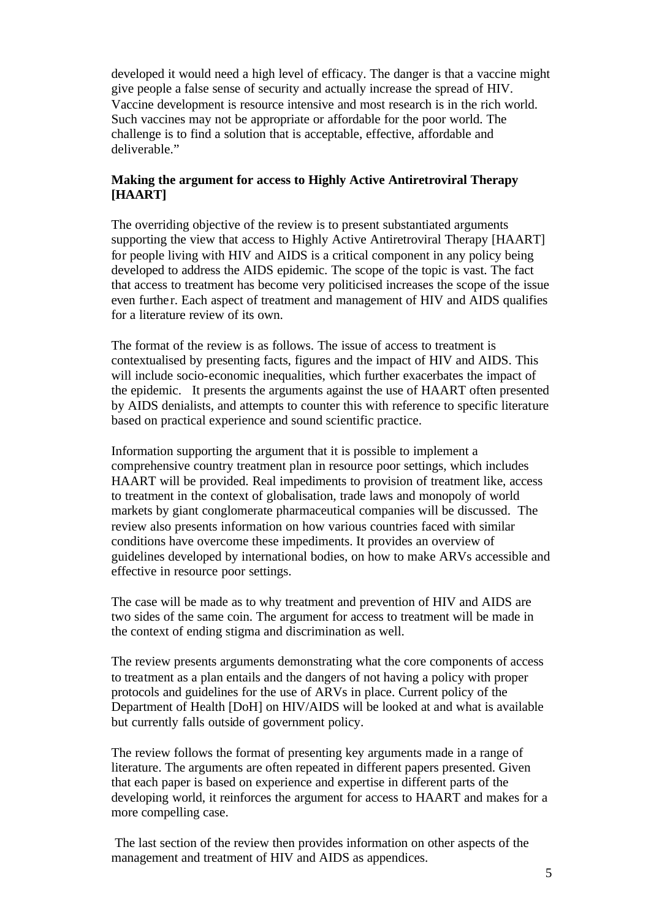developed it would need a high level of efficacy. The danger is that a vaccine might give people a false sense of security and actually increase the spread of HIV. Vaccine development is resource intensive and most research is in the rich world. Such vaccines may not be appropriate or affordable for the poor world. The challenge is to find a solution that is acceptable, effective, affordable and deliverable."

**Making the argument for access to Highly Active Antiretroviral Therapy [HAART]**

The overriding objective of the review is to present substantiated arguments supporting the view that access to Highly Active Antiretroviral Therapy [HAART] for people living with HIV and AIDS is a critical component in any policy being developed to address the AIDS epidemic. The scope of the topic is vast. The fact that access to treatment has become very politicised increases the scope of the issue even further. Each aspect of treatment and management of HIV and AIDS qualifies for a literature review of its own.

The format of the review is as follows. The issue of access to treatment is contextualised by presenting facts, figures and the impact of HIV and AIDS. This will include socio-economic inequalities, which further exacerbates the impact of the epidemic. It presents the arguments against the use of HAART often presented by AIDS denialists, and attempts to counter this with reference to specific literature based on practical experience and sound scientific practice.

Information supporting the argument that it is possible to implement a comprehensive country treatment plan in resource poor settings, which includes HAART will be provided. Real impediments to provision of treatment like, access to treatment in the context of globalisation, trade laws and monopoly of world markets by giant conglomerate pharmaceutical companies will be discussed. The review also presents information on how various countries faced with similar conditions have overcome these impediments. It provides an overview of guidelines developed by international bodies, on how to make ARVs accessible and effective in resource poor settings.

The case will be made as to why treatment and prevention of HIV and AIDS are two sides of the same coin. The argument for access to treatment will be made in the context of ending stigma and discrimination as well.

The review presents arguments demonstrating what the core components of access to treatment as a plan entails and the dangers of not having a policy with proper protocols and guidelines for the use of ARVs in place. Current policy of the Department of Health [DoH] on HIV/AIDS will be looked at and what is available but currently falls outside of government policy.

The review follows the format of presenting key arguments made in a range of literature. The arguments are often repeated in different papers presented. Given that each paper is based on experience and expertise in different parts of the developing world, it reinforces the argument for access to HAART and makes for a more compelling case.

The last section of the review then provides information on other aspects of the management and treatment of HIV and AIDS as appendices.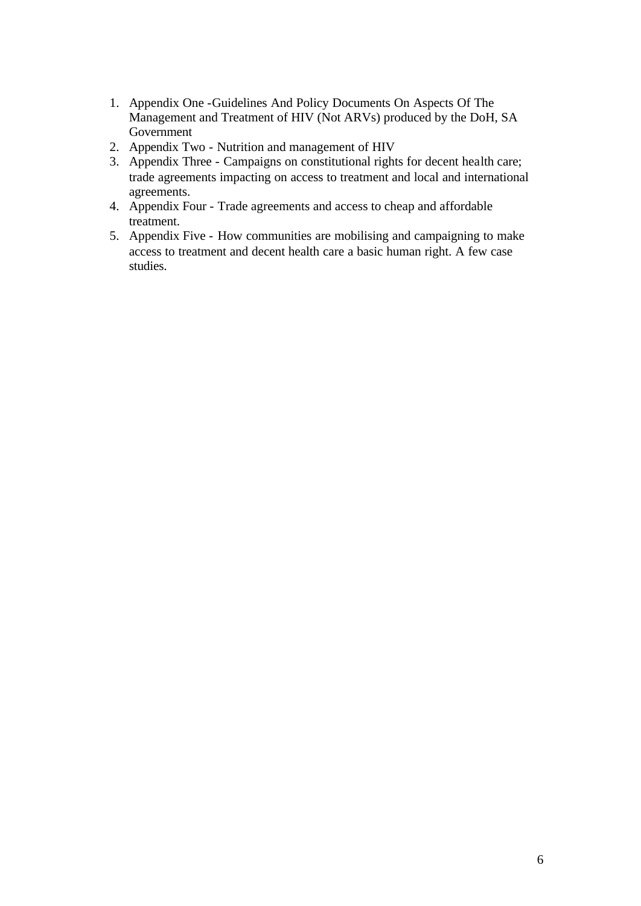1. Appendix One -Guidelines And Policy Documents On Aspects Of The Management and Treatment of HIV (Not ARVs) produced by the DoH, SA Government
2. Appendix Two - Nutrition and management of HIV
3. Appendix Three - Campaigns on constitutional rights for decent health care; trade agreements impacting on access to treatment and local and international agreements.
4. Appendix Four - Trade agreements and access to cheap and affordable treatment.
5. Appendix Five - How communities are mobilising and campaigning to make access to treatment and decent health care a basic human right. A few case studies.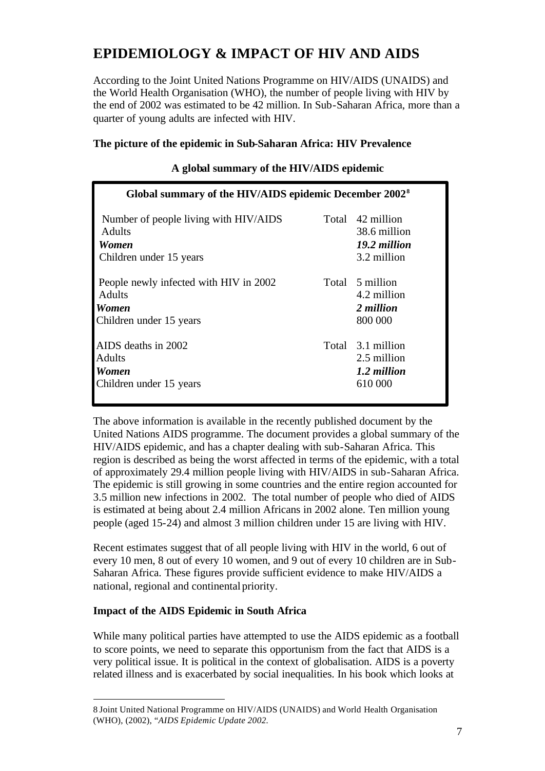# EPIDEMIOLOGY & IMPACT OF HIV AND AIDS

According to the Joint United Nations Programme on HIV/AIDS (UNAIDS) and the World Health Organisation (WHO), the number of people living with HIV by the end of 2002 was estimated to be 42 million. In Sub-Saharan Africa, more than a quarter of young adults are infected with HIV.

**The picture of the epidemic in Sub-Saharan Africa: HIV Prevalence**

**A global summary of the HIV/AIDS epidemic**

| **Global summary of the HIV/AIDS epidemic December 2002[8]** | | |
|---|---|---|
| Number of people living with HIV/AIDS | Total | 42 million |
| Adults | | 38.6 million |
| ***Women*** | | ***19.2 million*** |
| Children under 15 years | | 3.2 million |
| People newly infected with HIV in 2002 | Total | 5 million |
| Adults | | 4.2 million |
| ***Women*** | | ***2 million*** |
| Children under 15 years | | 800 000 |
| AIDS deaths in 2002 | Total | 3.1 million |
| Adults | | 2.5 million |
| ***Women*** | | ***1.2 million*** |
| Children under 15 years | | 610 000 |

The above information is available in the recently published document by the United Nations AIDS programme. The document provides a global summary of the HIV/AIDS epidemic, and has a chapter dealing with sub-Saharan Africa. This region is described as being the worst affected in terms of the epidemic, with a total of approximately 29.4 million people living with HIV/AIDS in sub-Saharan Africa. The epidemic is still growing in some countries and the entire region accounted for 3.5 million new infections in 2002. The total number of people who died of AIDS is estimated at being about 2.4 million Africans in 2002 alone. Ten million young people (aged 15-24) and almost 3 million children under 15 are living with HIV.

Recent estimates suggest that of all people living with HIV in the world, 6 out of every 10 men, 8 out of every 10 women, and 9 out of every 10 children are in Sub-Saharan Africa. These figures provide sufficient evidence to make HIV/AIDS a national, regional and continental priority.

**Impact of the AIDS Epidemic in South Africa**

While many political parties have attempted to use the AIDS epidemic as a football to score points, we need to separate this opportunism from the fact that AIDS is a very political issue. It is political in the context of globalisation. AIDS is a poverty related illness and is exacerbated by social inequalities. In his book which looks at

---

8 Joint United National Programme on HIV/AIDS (UNAIDS) and World Health Organisation (WHO), (2002), "*AIDS Epidemic Update 2002.*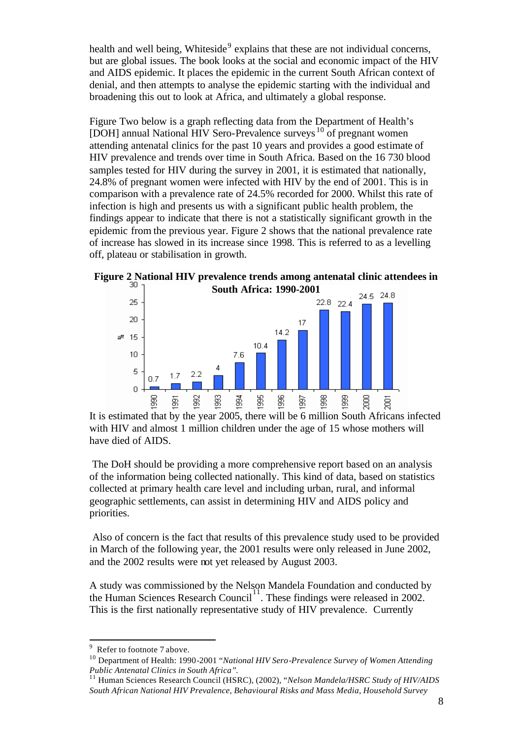health and well being, Whiteside[9] explains that these are not individual concerns, but are global issues. The book looks at the social and economic impact of the HIV and AIDS epidemic. It places the epidemic in the current South African context of denial, and then attempts to analyse the epidemic starting with the individual and broadening this out to look at Africa, and ultimately a global response.

Figure Two below is a graph reflecting data from the Department of Health's [DOH] annual National HIV Sero-Prevalence surveys[10] of pregnant women attending antenatal clinics for the past 10 years and provides a good estimate of HIV prevalence and trends over time in South Africa. Based on the 16 730 blood samples tested for HIV during the survey in 2001, it is estimated that nationally, 24.8% of pregnant women were infected with HIV by the end of 2001. This is in comparison with a prevalence rate of 24.5% recorded for 2000. Whilst this rate of infection is high and presents us with a significant public health problem, the findings appear to indicate that there is not a statistically significant growth in the epidemic from the previous year. Figure 2 shows that the national prevalence rate of increase has slowed in its increase since 1998. This is referred to as a levelling off, plateau or stabilisation in growth.

**Figure 2 National HIV prevalence trends among antenatal clinic attendees in South Africa: 1990-2001**

| Year | % |
|---|---|
| 1990 | 0.7 |
| 1991 | 1.7 |
| 1992 | 2.2 |
| 1993 | 4 |
| 1994 | 7.6 |
| 1995 | 10.4 |
| 1996 | 14.2 |
| 1997 | 17 |
| 1998 | 22.8 |
| 1999 | 22.4 |
| 2000 | 24.5 |
| 2001 | 24.8 |

It is estimated that by the year 2005, there will be 6 million South Africans infected with HIV and almost 1 million children under the age of 15 whose mothers will have died of AIDS.

The DoH should be providing a more comprehensive report based on an analysis of the information being collected nationally. This kind of data, based on statistics collected at primary health care level and including urban, rural, and informal geographic settlements, can assist in determining HIV and AIDS policy and priorities.

Also of concern is the fact that results of this prevalence study used to be provided in March of the following year, the 2001 results were only released in June 2002, and the 2002 results were not yet released by August 2003.

A study was commissioned by the Nelson Mandela Foundation and conducted by the Human Sciences Research Council[11]. These findings were released in 2002. This is the first nationally representative study of HIV prevalence. Currently

---

[9] Refer to footnote 7 above.

[10] Department of Health: 1990-2001 "*National HIV Sero-Prevalence Survey of Women Attending Public Antenatal Clinics in South Africa".*

[11] Human Sciences Research Council (HSRC), (2002), "*Nelson Mandela/HSRC Study of HIV/AIDS South African National HIV Prevalence, Behavioural Risks and Mass Media, Household Survey*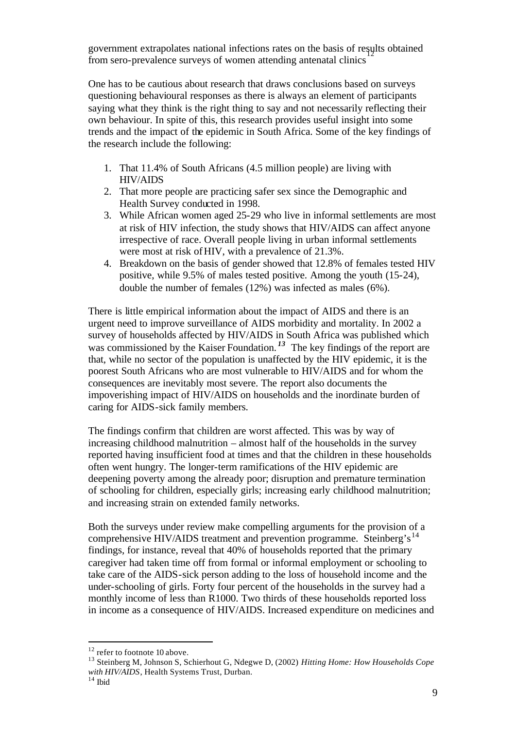government extrapolates national infections rates on the basis of results obtained from sero-prevalence surveys of women attending antenatal clinics[12]

One has to be cautious about research that draws conclusions based on surveys questioning behavioural responses as there is always an element of participants saying what they think is the right thing to say and not necessarily reflecting their own behaviour. In spite of this, this research provides useful insight into some trends and the impact of the epidemic in South Africa. Some of the key findings of the research include the following:

1. That 11.4% of South Africans (4.5 million people) are living with HIV/AIDS
2. That more people are practicing safer sex since the Demographic and Health Survey conducted in 1998.
3. While African women aged 25-29 who live in informal settlements are most at risk of HIV infection, the study shows that HIV/AIDS can affect anyone irrespective of race. Overall people living in urban informal settlements were most at risk of HIV, with a prevalence of 21.3%.
4. Breakdown on the basis of gender showed that 12.8% of females tested HIV positive, while 9.5% of males tested positive. Among the youth (15-24), double the number of females (12%) was infected as males (6%).

There is little empirical information about the impact of AIDS and there is an urgent need to improve surveillance of AIDS morbidity and mortality. In 2002 a survey of households affected by HIV/AIDS in South Africa was published which was commissioned by the Kaiser Foundation.[13] The key findings of the report are that, while no sector of the population is unaffected by the HIV epidemic, it is the poorest South Africans who are most vulnerable to HIV/AIDS and for whom the consequences are inevitably most severe. The report also documents the impoverishing impact of HIV/AIDS on households and the inordinate burden of caring for AIDS-sick family members.

The findings confirm that children are worst affected. This was by way of increasing childhood malnutrition – almost half of the households in the survey reported having insufficient food at times and that the children in these households often went hungry. The longer-term ramifications of the HIV epidemic are deepening poverty among the already poor; disruption and premature termination of schooling for children, especially girls; increasing early childhood malnutrition; and increasing strain on extended family networks.

Both the surveys under review make compelling arguments for the provision of a comprehensive HIV/AIDS treatment and prevention programme. Steinberg's[14] findings, for instance, reveal that 40% of households reported that the primary caregiver had taken time off from formal or informal employment or schooling to take care of the AIDS-sick person adding to the loss of household income and the under-schooling of girls. Forty four percent of the households in the survey had a monthly income of less than R1000. Two thirds of these households reported loss in income as a consequence of HIV/AIDS. Increased expenditure on medicines and

---

[12] refer to footnote 10 above.

[13] Steinberg M, Johnson S, Schierhout G, Ndegwe D, (2002) *Hitting Home: How Households Cope with HIV/AIDS*, Health Systems Trust, Durban.

[14] Ibid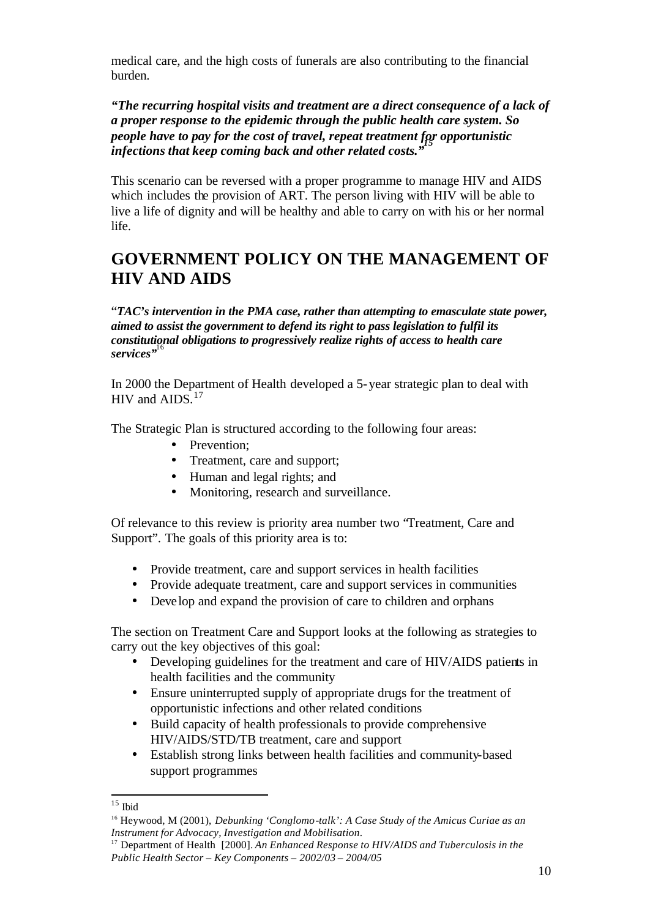medical care, and the high costs of funerals are also contributing to the financial burden.

***"The recurring hospital visits and treatment are a direct consequence of a lack of a proper response to the epidemic through the public health care system. So people have to pay for the cost of travel, repeat treatment for opportunistic infections that keep coming back and other related costs."***[15]

This scenario can be reversed with a proper programme to manage HIV and AIDS which includes the provision of ART. The person living with HIV will be able to live a life of dignity and will be healthy and able to carry on with his or her normal life.

# GOVERNMENT POLICY ON THE MANAGEMENT OF HIV AND AIDS

"***TAC's intervention in the PMA case, rather than attempting to emasculate state power, aimed to assist the government to defend its right to pass legislation to fulfil its constitutional obligations to progressively realize rights of access to health care services"***[16]

In 2000 the Department of Health developed a 5-year strategic plan to deal with HIV and AIDS.[17]

The Strategic Plan is structured according to the following four areas:

- Prevention;
- Treatment, care and support;
- Human and legal rights; and
- Monitoring, research and surveillance.

Of relevance to this review is priority area number two "Treatment, Care and Support". The goals of this priority area is to:

- Provide treatment, care and support services in health facilities
- Provide adequate treatment, care and support services in communities
- Develop and expand the provision of care to children and orphans

The section on Treatment Care and Support looks at the following as strategies to carry out the key objectives of this goal:

- Developing guidelines for the treatment and care of HIV/AIDS patients in health facilities and the community
- Ensure uninterrupted supply of appropriate drugs for the treatment of opportunistic infections and other related conditions
- Build capacity of health professionals to provide comprehensive HIV/AIDS/STD/TB treatment, care and support
- Establish strong links between health facilities and community-based support programmes

---

[15] Ibid

[16] Heywood, M (2001), *Debunking 'Conglomo-talk': A Case Study of the Amicus Curiae as an Instrument for Advocacy, Investigation and Mobilisation*.

[17] Department of Health [2000]. *An Enhanced Response to HIV/AIDS and Tuberculosis in the Public Health Sector – Key Components – 2002/03 – 2004/05*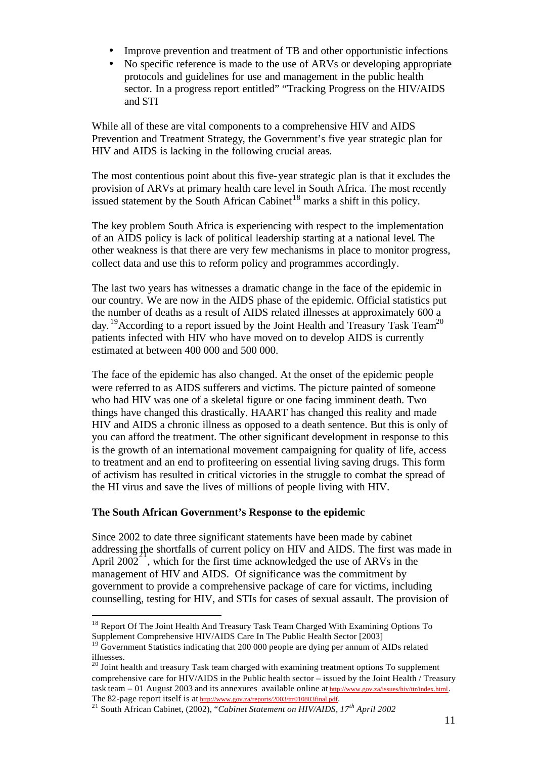- Improve prevention and treatment of TB and other opportunistic infections
- No specific reference is made to the use of ARVs or developing appropriate protocols and guidelines for use and management in the public health sector. In a progress report entitled" "Tracking Progress on the HIV/AIDS and STI

While all of these are vital components to a comprehensive HIV and AIDS Prevention and Treatment Strategy, the Government's five year strategic plan for HIV and AIDS is lacking in the following crucial areas.

The most contentious point about this five-year strategic plan is that it excludes the provision of ARVs at primary health care level in South Africa. The most recently issued statement by the South African Cabinet[18] marks a shift in this policy.

The key problem South Africa is experiencing with respect to the implementation of an AIDS policy is lack of political leadership starting at a national level. The other weakness is that there are very few mechanisms in place to monitor progress, collect data and use this to reform policy and programmes accordingly.

The last two years has witnesses a dramatic change in the face of the epidemic in our country. We are now in the AIDS phase of the epidemic. Official statistics put the number of deaths as a result of AIDS related illnesses at approximately 600 a day.[19] According to a report issued by the Joint Health and Treasury Task Team[20] patients infected with HIV who have moved on to develop AIDS is currently estimated at between 400 000 and 500 000.

The face of the epidemic has also changed. At the onset of the epidemic people were referred to as AIDS sufferers and victims. The picture painted of someone who had HIV was one of a skeletal figure or one facing imminent death. Two things have changed this drastically. HAART has changed this reality and made HIV and AIDS a chronic illness as opposed to a death sentence. But this is only of you can afford the treatment. The other significant development in response to this is the growth of an international movement campaigning for quality of life, access to treatment and an end to profiteering on essential living saving drugs. This form of activism has resulted in critical victories in the struggle to combat the spread of the HI virus and save the lives of millions of people living with HIV.

**The South African Government's Response to the epidemic**

Since 2002 to date three significant statements have been made by cabinet addressing the shortfalls of current policy on HIV and AIDS. The first was made in April 2002[21], which for the first time acknowledged the use of ARVs in the management of HIV and AIDS. Of significance was the commitment by government to provide a comprehensive package of care for victims, including counselling, testing for HIV, and STIs for cases of sexual assault. The provision of

---

[18] Report Of The Joint Health And Treasury Task Team Charged With Examining Options To Supplement Comprehensive HIV/AIDS Care In The Public Health Sector [2003]

[19] Government Statistics indicating that 200 000 people are dying per annum of AIDs related illnesses.

[20] Joint health and treasury Task team charged with examining treatment options To supplement comprehensive care for HIV/AIDS in the Public health sector – issued by the Joint Health / Treasury task team – 01 August 2003 and its annexures available online at http://www.gov.za/issues/hiv/ttr/index.html. The 82-page report itself is at http://www.gov.za/reports/2003/ttr010803final.pdf.

[21] South African Cabinet, (2002), "*Cabinet Statement on HIV/AIDS, 17th April 2002*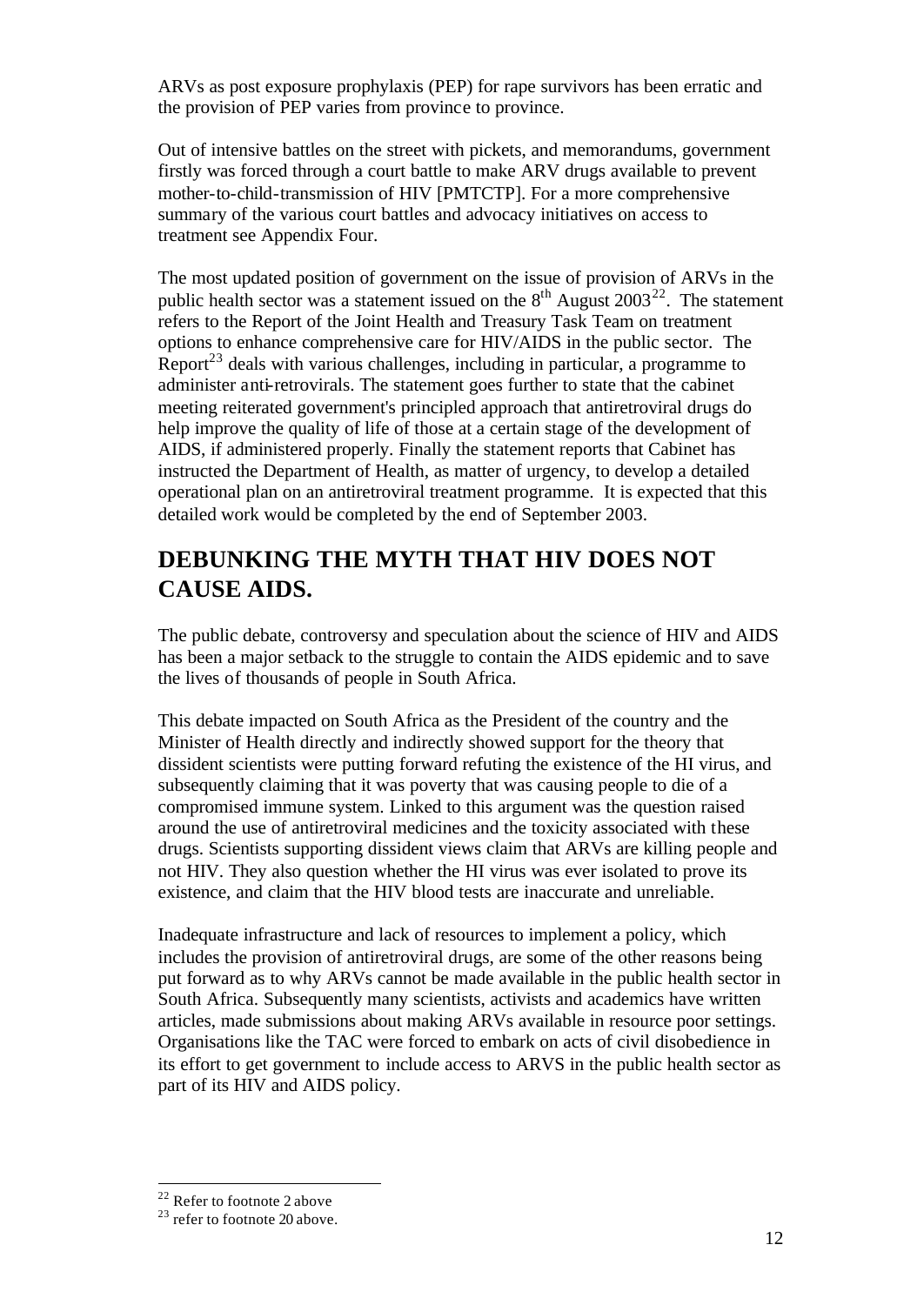ARVs as post exposure prophylaxis (PEP) for rape survivors has been erratic and the provision of PEP varies from province to province.

Out of intensive battles on the street with pickets, and memorandums, government firstly was forced through a court battle to make ARV drugs available to prevent mother-to-child-transmission of HIV [PMTCTP]. For a more comprehensive summary of the various court battles and advocacy initiatives on access to treatment see Appendix Four.

The most updated position of government on the issue of provision of ARVs in the public health sector was a statement issued on the 8th August 2003[22]. The statement refers to the Report of the Joint Health and Treasury Task Team on treatment options to enhance comprehensive care for HIV/AIDS in the public sector. The Report[23] deals with various challenges, including in particular, a programme to administer anti-retrovirals. The statement goes further to state that the cabinet meeting reiterated government's principled approach that antiretroviral drugs do help improve the quality of life of those at a certain stage of the development of AIDS, if administered properly. Finally the statement reports that Cabinet has instructed the Department of Health, as matter of urgency, to develop a detailed operational plan on an antiretroviral treatment programme. It is expected that this detailed work would be completed by the end of September 2003.

## DEBUNKING THE MYTH THAT HIV DOES NOT CAUSE AIDS.

The public debate, controversy and speculation about the science of HIV and AIDS has been a major setback to the struggle to contain the AIDS epidemic and to save the lives of thousands of people in South Africa.

This debate impacted on South Africa as the President of the country and the Minister of Health directly and indirectly showed support for the theory that dissident scientists were putting forward refuting the existence of the HI virus, and subsequently claiming that it was poverty that was causing people to die of a compromised immune system. Linked to this argument was the question raised around the use of antiretroviral medicines and the toxicity associated with these drugs. Scientists supporting dissident views claim that ARVs are killing people and not HIV. They also question whether the HI virus was ever isolated to prove its existence, and claim that the HIV blood tests are inaccurate and unreliable.

Inadequate infrastructure and lack of resources to implement a policy, which includes the provision of antiretroviral drugs, are some of the other reasons being put forward as to why ARVs cannot be made available in the public health sector in South Africa. Subsequently many scientists, activists and academics have written articles, made submissions about making ARVs available in resource poor settings. Organisations like the TAC were forced to embark on acts of civil disobedience in its effort to get government to include access to ARVS in the public health sector as part of its HIV and AIDS policy.

---

[22] Refer to footnote 2 above

[23] refer to footnote 20 above.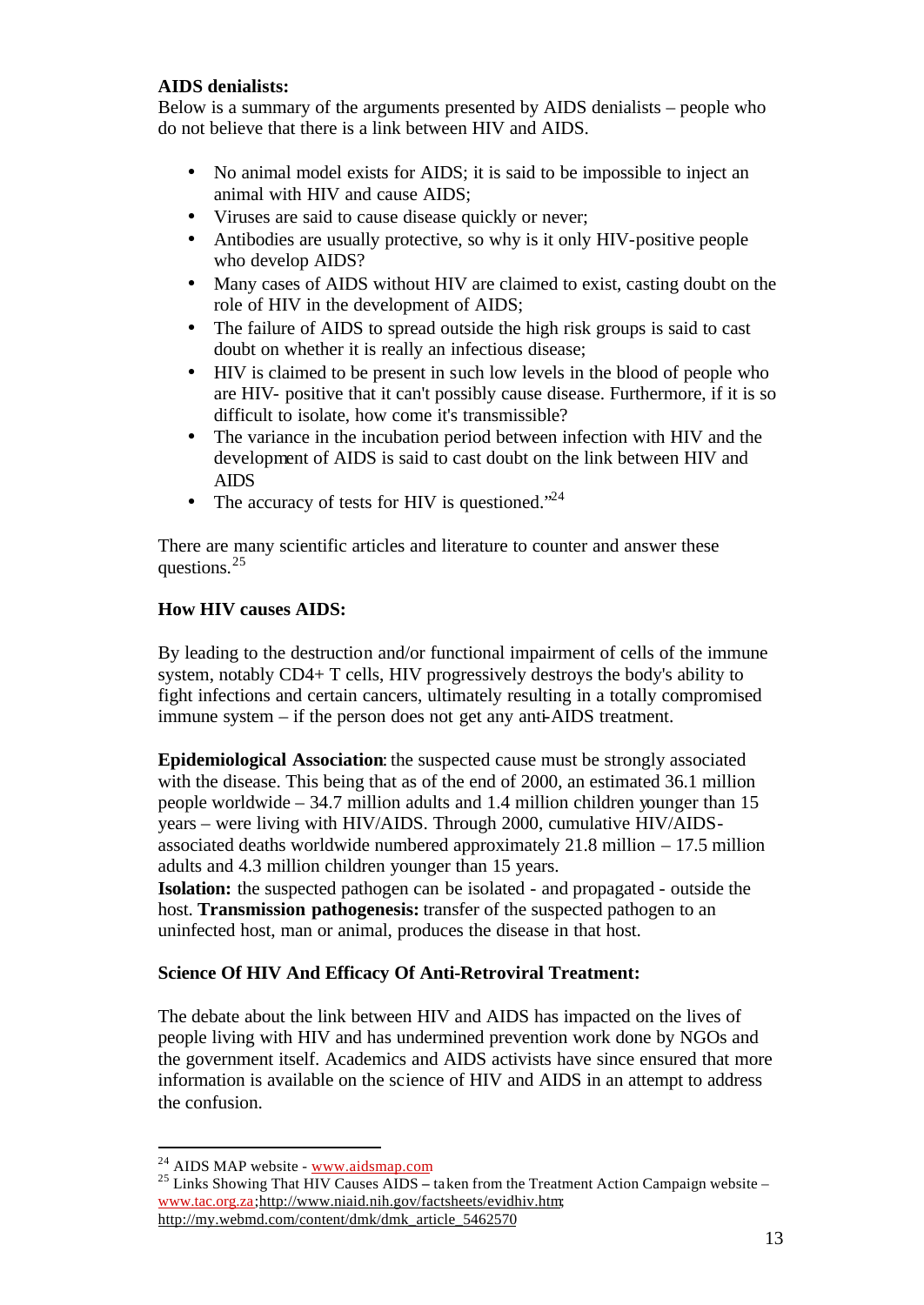**AIDS denialists:**

Below is a summary of the arguments presented by AIDS denialists – people who do not believe that there is a link between HIV and AIDS.

- No animal model exists for AIDS; it is said to be impossible to inject an animal with HIV and cause AIDS;
- Viruses are said to cause disease quickly or never;
- Antibodies are usually protective, so why is it only HIV-positive people who develop AIDS?
- Many cases of AIDS without HIV are claimed to exist, casting doubt on the role of HIV in the development of AIDS;
- The failure of AIDS to spread outside the high risk groups is said to cast doubt on whether it is really an infectious disease;
- HIV is claimed to be present in such low levels in the blood of people who are HIV- positive that it can't possibly cause disease. Furthermore, if it is so difficult to isolate, how come it's transmissible?
- The variance in the incubation period between infection with HIV and the development of AIDS is said to cast doubt on the link between HIV and AIDS
- The accuracy of tests for HIV is questioned."[24]

There are many scientific articles and literature to counter and answer these questions.[25]

**How HIV causes AIDS:**

By leading to the destruction and/or functional impairment of cells of the immune system, notably CD4+ T cells, HIV progressively destroys the body's ability to fight infections and certain cancers, ultimately resulting in a totally compromised immune system – if the person does not get any anti-AIDS treatment.

**Epidemiological Association**: the suspected cause must be strongly associated with the disease. This being that as of the end of 2000, an estimated 36.1 million people worldwide – 34.7 million adults and 1.4 million children younger than 15 years – were living with HIV/AIDS. Through 2000, cumulative HIV/AIDS-associated deaths worldwide numbered approximately 21.8 million – 17.5 million adults and 4.3 million children younger than 15 years.
**Isolation:** the suspected pathogen can be isolated - and propagated - outside the host. **Transmission pathogenesis:** transfer of the suspected pathogen to an uninfected host, man or animal, produces the disease in that host.

**Science Of HIV And Efficacy Of Anti-Retroviral Treatment:**

The debate about the link between HIV and AIDS has impacted on the lives of people living with HIV and has undermined prevention work done by NGOs and the government itself. Academics and AIDS activists have since ensured that more information is available on the science of HIV and AIDS in an attempt to address the confusion.

---

[24] AIDS MAP website - www.aidsmap.com

[25] Links Showing That HIV Causes AIDS – taken from the Treatment Action Campaign website – www.tac.org.za;http://www.niaid.nih.gov/factsheets/evidhiv.htm; http://my.webmd.com/content/dmk/dmk_article_5462570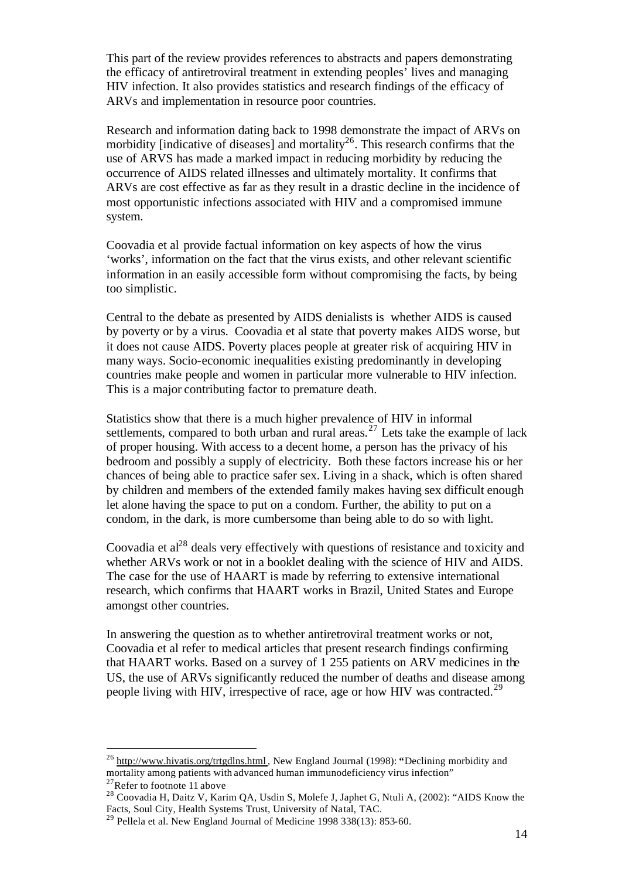This part of the review provides references to abstracts and papers demonstrating the efficacy of antiretroviral treatment in extending peoples' lives and managing HIV infection. It also provides statistics and research findings of the efficacy of ARVs and implementation in resource poor countries.

Research and information dating back to 1998 demonstrate the impact of ARVs on morbidity [indicative of diseases] and mortality[26]. This research confirms that the use of ARVS has made a marked impact in reducing morbidity by reducing the occurrence of AIDS related illnesses and ultimately mortality. It confirms that ARVs are cost effective as far as they result in a drastic decline in the incidence of most opportunistic infections associated with HIV and a compromised immune system.

Coovadia et al provide factual information on key aspects of how the virus 'works', information on the fact that the virus exists, and other relevant scientific information in an easily accessible form without compromising the facts, by being too simplistic.

Central to the debate as presented by AIDS denialists is whether AIDS is caused by poverty or by a virus. Coovadia et al state that poverty makes AIDS worse, but it does not cause AIDS. Poverty places people at greater risk of acquiring HIV in many ways. Socio-economic inequalities existing predominantly in developing countries make people and women in particular more vulnerable to HIV infection. This is a major contributing factor to premature death.

Statistics show that there is a much higher prevalence of HIV in informal settlements, compared to both urban and rural areas.[27] Lets take the example of lack of proper housing. With access to a decent home, a person has the privacy of his bedroom and possibly a supply of electricity. Both these factors increase his or her chances of being able to practice safer sex. Living in a shack, which is often shared by children and members of the extended family makes having sex difficult enough let alone having the space to put on a condom. Further, the ability to put on a condom, in the dark, is more cumbersome than being able to do so with light.

Coovadia et al[28] deals very effectively with questions of resistance and toxicity and whether ARVs work or not in a booklet dealing with the science of HIV and AIDS. The case for the use of HAART is made by referring to extensive international research, which confirms that HAART works in Brazil, United States and Europe amongst other countries.

In answering the question as to whether antiretroviral treatment works or not, Coovadia et al refer to medical articles that present research findings confirming that HAART works. Based on a survey of 1 255 patients on ARV medicines in the US, the use of ARVs significantly reduced the number of deaths and disease among people living with HIV, irrespective of race, age or how HIV was contracted.[29]

---

[26] http://www.hivatis.org/trtgdlns.html, New England Journal (1998): **"**Declining morbidity and mortality among patients with advanced human immunodeficiency virus infection"

[27] Refer to footnote 11 above

[28] Coovadia H, Daitz V, Karim QA, Usdin S, Molefe J, Japhet G, Ntuli A, (2002): "AIDS Know the Facts, Soul City, Health Systems Trust, University of Natal, TAC.

[29] Pellela et al. New England Journal of Medicine 1998 338(13): 853-60.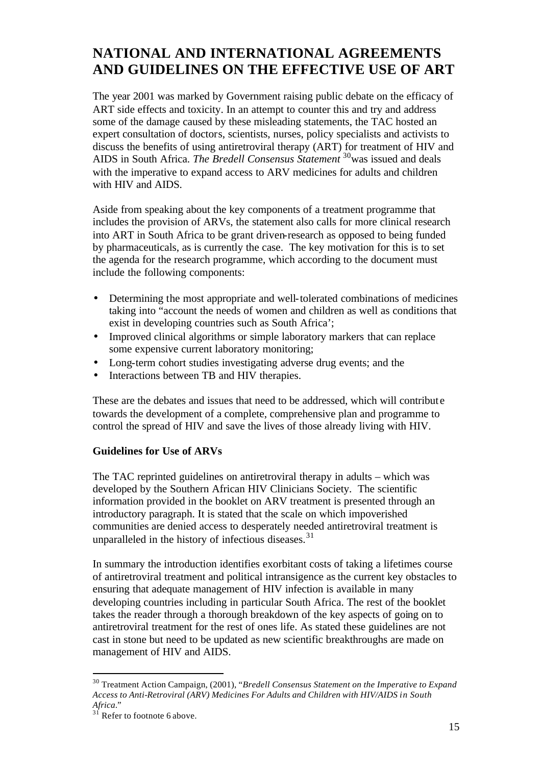# NATIONAL AND INTERNATIONAL AGREEMENTS AND GUIDELINES ON THE EFFECTIVE USE OF ART

The year 2001 was marked by Government raising public debate on the efficacy of ART side effects and toxicity. In an attempt to counter this and try and address some of the damage caused by these misleading statements, the TAC hosted an expert consultation of doctors, scientists, nurses, policy specialists and activists to discuss the benefits of using antiretroviral therapy (ART) for treatment of HIV and AIDS in South Africa. *The Bredell Consensus Statement* [30] was issued and deals with the imperative to expand access to ARV medicines for adults and children with HIV and AIDS.

Aside from speaking about the key components of a treatment programme that includes the provision of ARVs, the statement also calls for more clinical research into ART in South Africa to be grant driven-research as opposed to being funded by pharmaceuticals, as is currently the case. The key motivation for this is to set the agenda for the research programme, which according to the document must include the following components:

- Determining the most appropriate and well-tolerated combinations of medicines taking into "account the needs of women and children as well as conditions that exist in developing countries such as South Africa';
- Improved clinical algorithms or simple laboratory markers that can replace some expensive current laboratory monitoring;
- Long-term cohort studies investigating adverse drug events; and the
- Interactions between TB and HIV therapies.

These are the debates and issues that need to be addressed, which will contribute towards the development of a complete, comprehensive plan and programme to control the spread of HIV and save the lives of those already living with HIV.

### Guidelines for Use of ARVs

The TAC reprinted guidelines on antiretroviral therapy in adults – which was developed by the Southern African HIV Clinicians Society. The scientific information provided in the booklet on ARV treatment is presented through an introductory paragraph. It is stated that the scale on which impoverished communities are denied access to desperately needed antiretroviral treatment is unparalleled in the history of infectious diseases.[31]

In summary the introduction identifies exorbitant costs of taking a lifetimes course of antiretroviral treatment and political intransigence as the current key obstacles to ensuring that adequate management of HIV infection is available in many developing countries including in particular South Africa. The rest of the booklet takes the reader through a thorough breakdown of the key aspects of going on to antiretroviral treatment for the rest of ones life. As stated these guidelines are not cast in stone but need to be updated as new scientific breakthroughs are made on management of HIV and AIDS.

---

[30] Treatment Action Campaign, (2001), "*Bredell Consensus Statement on the Imperative to Expand Access to Anti-Retroviral (ARV) Medicines For Adults and Children with HIV/AIDS in South Africa.*"

[31] Refer to footnote 6 above.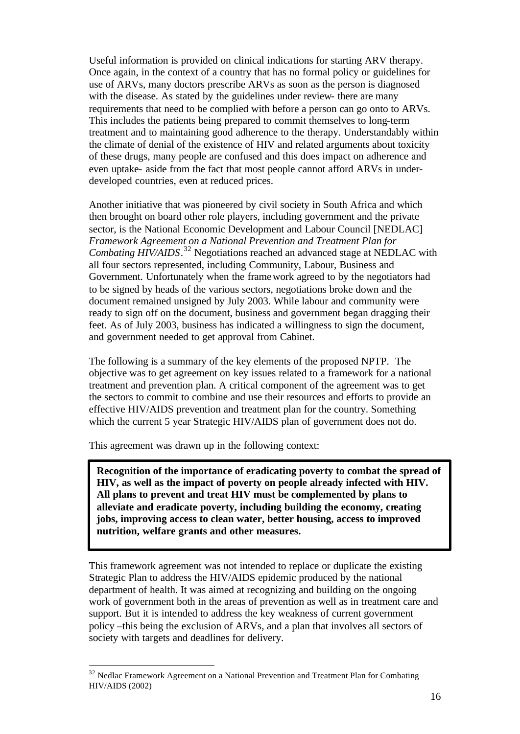Useful information is provided on clinical indications for starting ARV therapy. Once again, in the context of a country that has no formal policy or guidelines for use of ARVs, many doctors prescribe ARVs as soon as the person is diagnosed with the disease. As stated by the guidelines under review- there are many requirements that need to be complied with before a person can go onto to ARVs. This includes the patients being prepared to commit themselves to long-term treatment and to maintaining good adherence to the therapy. Understandably within the climate of denial of the existence of HIV and related arguments about toxicity of these drugs, many people are confused and this does impact on adherence and even uptake- aside from the fact that most people cannot afford ARVs in under-developed countries, even at reduced prices.

Another initiative that was pioneered by civil society in South Africa and which then brought on board other role players, including government and the private sector, is the National Economic Development and Labour Council [NEDLAC] *Framework Agreement on a National Prevention and Treatment Plan for Combating HIV/AIDS*.[32] Negotiations reached an advanced stage at NEDLAC with all four sectors represented, including Community, Labour, Business and Government. Unfortunately when the framework agreed to by the negotiators had to be signed by heads of the various sectors, negotiations broke down and the document remained unsigned by July 2003. While labour and community were ready to sign off on the document, business and government began dragging their feet. As of July 2003, business has indicated a willingness to sign the document, and government needed to get approval from Cabinet.

The following is a summary of the key elements of the proposed NPTP. The objective was to get agreement on key issues related to a framework for a national treatment and prevention plan. A critical component of the agreement was to get the sectors to commit to combine and use their resources and efforts to provide an effective HIV/AIDS prevention and treatment plan for the country. Something which the current 5 year Strategic HIV/AIDS plan of government does not do.

This agreement was drawn up in the following context:

**Recognition of the importance of eradicating poverty to combat the spread of HIV, as well as the impact of poverty on people already infected with HIV. All plans to prevent and treat HIV must be complemented by plans to alleviate and eradicate poverty, including building the economy, creating jobs, improving access to clean water, better housing, access to improved nutrition, welfare grants and other measures.**

This framework agreement was not intended to replace or duplicate the existing Strategic Plan to address the HIV/AIDS epidemic produced by the national department of health. It was aimed at recognizing and building on the ongoing work of government both in the areas of prevention as well as in treatment care and support. But it is intended to address the key weakness of current government policy –this being the exclusion of ARVs, and a plan that involves all sectors of society with targets and deadlines for delivery.

[32] Nedlac Framework Agreement on a National Prevention and Treatment Plan for Combating HIV/AIDS (2002)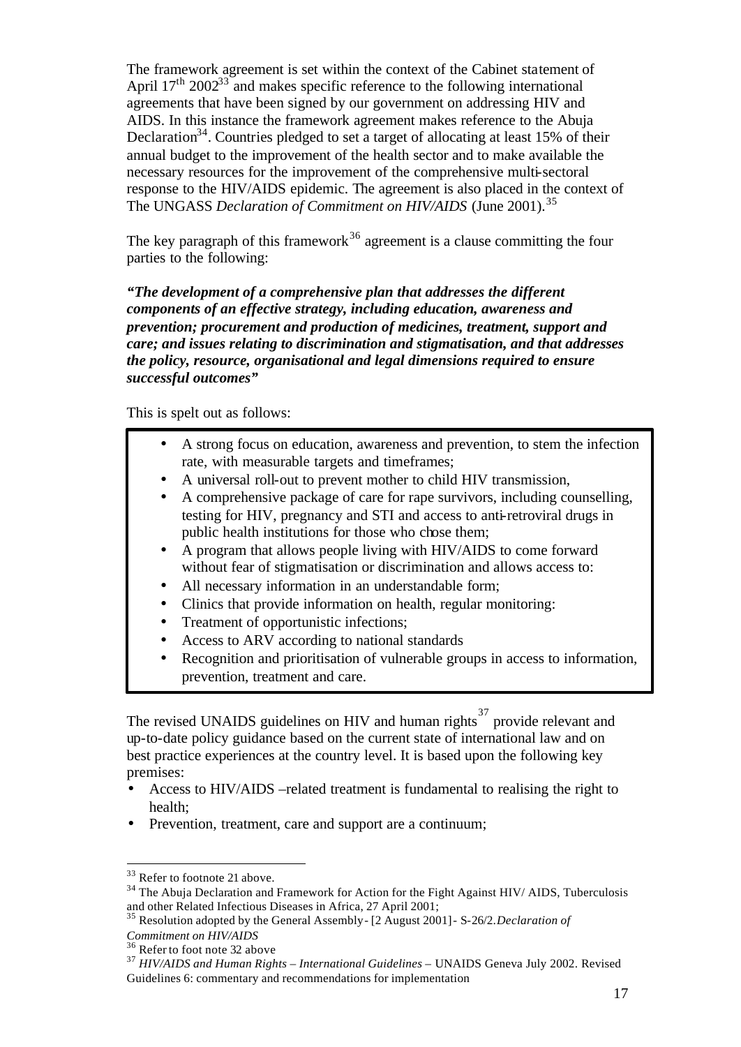The framework agreement is set within the context of the Cabinet statement of April 17th 2002[33] and makes specific reference to the following international agreements that have been signed by our government on addressing HIV and AIDS. In this instance the framework agreement makes reference to the Abuja Declaration[34]. Countries pledged to set a target of allocating at least 15% of their annual budget to the improvement of the health sector and to make available the necessary resources for the improvement of the comprehensive multi-sectoral response to the HIV/AIDS epidemic. The agreement is also placed in the context of The UNGASS *Declaration of Commitment on HIV/AIDS* (June 2001).[35]

The key paragraph of this framework[36] agreement is a clause committing the four parties to the following:

***"The development of a comprehensive plan that addresses the different components of an effective strategy, including education, awareness and prevention; procurement and production of medicines, treatment, support and care; and issues relating to discrimination and stigmatisation, and that addresses the policy, resource, organisational and legal dimensions required to ensure successful outcomes"***

This is spelt out as follows:

- A strong focus on education, awareness and prevention, to stem the infection rate, with measurable targets and timeframes;
- A universal roll-out to prevent mother to child HIV transmission,
- A comprehensive package of care for rape survivors, including counselling, testing for HIV, pregnancy and STI and access to anti-retroviral drugs in public health institutions for those who chose them;
- A program that allows people living with HIV/AIDS to come forward without fear of stigmatisation or discrimination and allows access to:
- All necessary information in an understandable form;
- Clinics that provide information on health, regular monitoring:
- Treatment of opportunistic infections;
- Access to ARV according to national standards
- Recognition and prioritisation of vulnerable groups in access to information, prevention, treatment and care.

The revised UNAIDS guidelines on HIV and human rights[37] provide relevant and up-to-date policy guidance based on the current state of international law and on best practice experiences at the country level. It is based upon the following key premises:

- Access to HIV/AIDS –related treatment is fundamental to realising the right to health;
- Prevention, treatment, care and support are a continuum;

---

[33] Refer to footnote 21 above.

[34] The Abuja Declaration and Framework for Action for the Fight Against HIV/ AIDS, Tuberculosis and other Related Infectious Diseases in Africa, 27 April 2001;

[35] Resolution adopted by the General Assembly- [2 August 2001]- S-26/2.*Declaration of Commitment on HIV/AIDS*

[36] Refer to foot note 32 above

[37] *HIV/AIDS and Human Rights – International Guidelines* – UNAIDS Geneva July 2002. Revised Guidelines 6: commentary and recommendations for implementation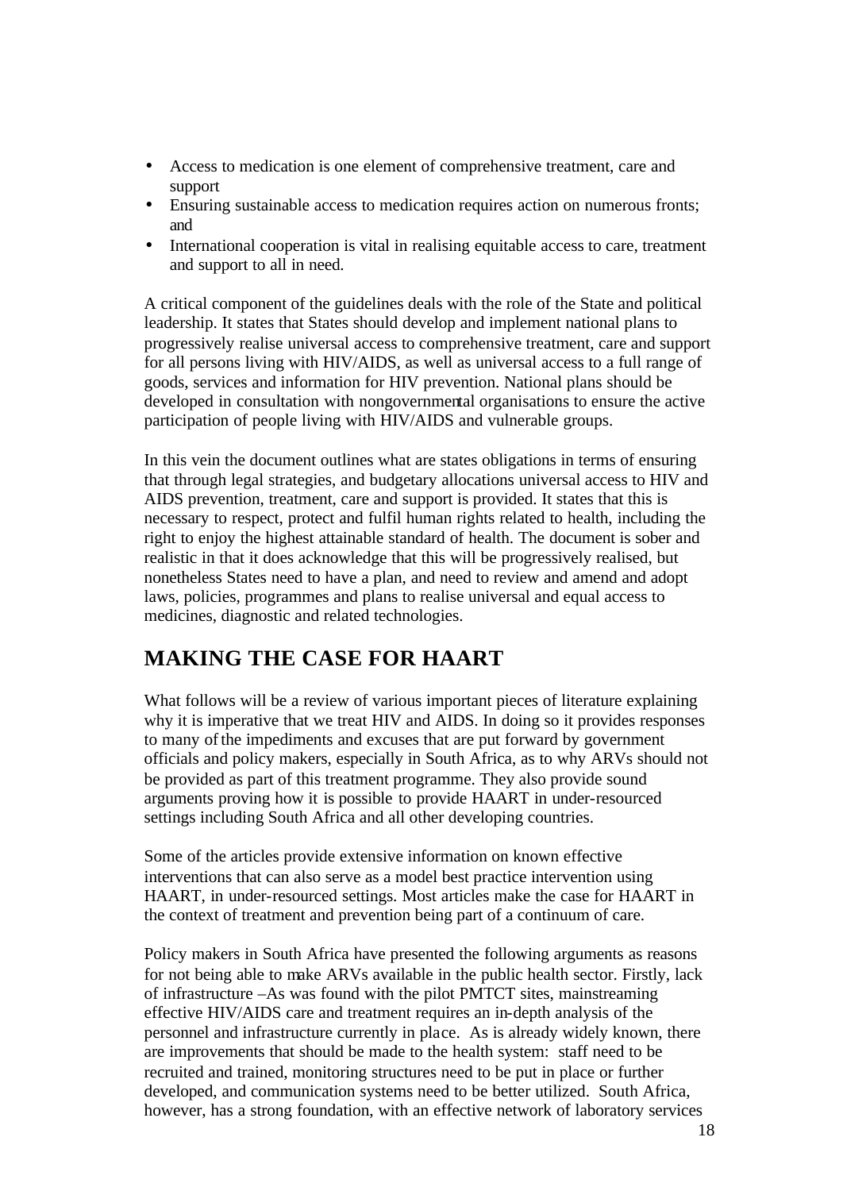- Access to medication is one element of comprehensive treatment, care and support
- Ensuring sustainable access to medication requires action on numerous fronts; and
- International cooperation is vital in realising equitable access to care, treatment and support to all in need.

A critical component of the guidelines deals with the role of the State and political leadership. It states that States should develop and implement national plans to progressively realise universal access to comprehensive treatment, care and support for all persons living with HIV/AIDS, as well as universal access to a full range of goods, services and information for HIV prevention. National plans should be developed in consultation with nongovernmental organisations to ensure the active participation of people living with HIV/AIDS and vulnerable groups.

In this vein the document outlines what are states obligations in terms of ensuring that through legal strategies, and budgetary allocations universal access to HIV and AIDS prevention, treatment, care and support is provided. It states that this is necessary to respect, protect and fulfil human rights related to health, including the right to enjoy the highest attainable standard of health. The document is sober and realistic in that it does acknowledge that this will be progressively realised, but nonetheless States need to have a plan, and need to review and amend and adopt laws, policies, programmes and plans to realise universal and equal access to medicines, diagnostic and related technologies.

## MAKING THE CASE FOR HAART

What follows will be a review of various important pieces of literature explaining why it is imperative that we treat HIV and AIDS. In doing so it provides responses to many of the impediments and excuses that are put forward by government officials and policy makers, especially in South Africa, as to why ARVs should not be provided as part of this treatment programme. They also provide sound arguments proving how it is possible to provide HAART in under-resourced settings including South Africa and all other developing countries.

Some of the articles provide extensive information on known effective interventions that can also serve as a model best practice intervention using HAART, in under-resourced settings. Most articles make the case for HAART in the context of treatment and prevention being part of a continuum of care.

Policy makers in South Africa have presented the following arguments as reasons for not being able to make ARVs available in the public health sector. Firstly, lack of infrastructure –As was found with the pilot PMTCT sites, mainstreaming effective HIV/AIDS care and treatment requires an in-depth analysis of the personnel and infrastructure currently in place. As is already widely known, there are improvements that should be made to the health system: staff need to be recruited and trained, monitoring structures need to be put in place or further developed, and communication systems need to be better utilized. South Africa, however, has a strong foundation, with an effective network of laboratory services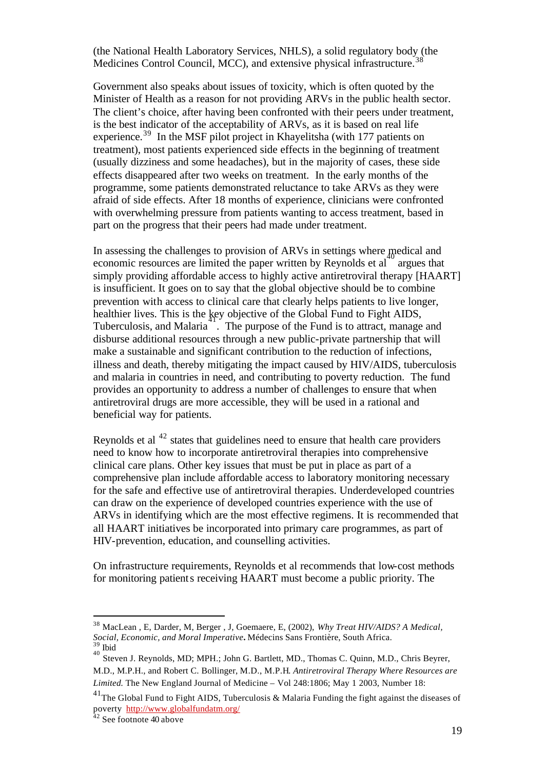(the National Health Laboratory Services, NHLS), a solid regulatory body (the Medicines Control Council, MCC), and extensive physical infrastructure.[38]

Government also speaks about issues of toxicity, which is often quoted by the Minister of Health as a reason for not providing ARVs in the public health sector. The client's choice, after having been confronted with their peers under treatment, is the best indicator of the acceptability of ARVs, as it is based on real life experience.[39] In the MSF pilot project in Khayelitsha (with 177 patients on treatment), most patients experienced side effects in the beginning of treatment (usually dizziness and some headaches), but in the majority of cases, these side effects disappeared after two weeks on treatment. In the early months of the programme, some patients demonstrated reluctance to take ARVs as they were afraid of side effects. After 18 months of experience, clinicians were confronted with overwhelming pressure from patients wanting to access treatment, based in part on the progress that their peers had made under treatment.

In assessing the challenges to provision of ARVs in settings where medical and economic resources are limited the paper written by Reynolds et al[40] argues that simply providing affordable access to highly active antiretroviral therapy [HAART] is insufficient. It goes on to say that the global objective should be to combine prevention with access to clinical care that clearly helps patients to live longer, healthier lives. This is the key objective of the Global Fund to Fight AIDS, Tuberculosis, and Malaria[41]. The purpose of the Fund is to attract, manage and disburse additional resources through a new public-private partnership that will make a sustainable and significant contribution to the reduction of infections, illness and death, thereby mitigating the impact caused by HIV/AIDS, tuberculosis and malaria in countries in need, and contributing to poverty reduction. The fund provides an opportunity to address a number of challenges to ensure that when antiretroviral drugs are more accessible, they will be used in a rational and beneficial way for patients.

Reynolds et al [42] states that guidelines need to ensure that health care providers need to know how to incorporate antiretroviral therapies into comprehensive clinical care plans. Other key issues that must be put in place as part of a comprehensive plan include affordable access to laboratory monitoring necessary for the safe and effective use of antiretroviral therapies. Underdeveloped countries can draw on the experience of developed countries experience with the use of ARVs in identifying which are the most effective regimens. It is recommended that all HAART initiatives be incorporated into primary care programmes, as part of HIV-prevention, education, and counselling activities.

On infrastructure requirements, Reynolds et al recommends that low-cost methods for monitoring patients receiving HAART must become a public priority. The

---

[38] MacLean , E, Darder, M, Berger , J, Goemaere, E, (2002), *Why Treat HIV/AIDS? A Medical, Social, Economic, and Moral Imperative***.** Médecins Sans Frontière, South Africa.

[39] Ibid

[40] Steven J. Reynolds, MD; MPH.; John G. Bartlett, MD., Thomas C. Quinn, M.D., Chris Beyrer, M.D., M.P.H., and Robert C. Bollinger, M.D., M.P.H. *Antiretroviral Therapy Where Resources are Limited.* The New England Journal of Medicine – Vol 248:1806; May 1 2003, Number 18:

[41] The Global Fund to Fight AIDS, Tuberculosis & Malaria Funding the fight against the diseases of poverty http://www.globalfundatm.org/

[42] See footnote 40 above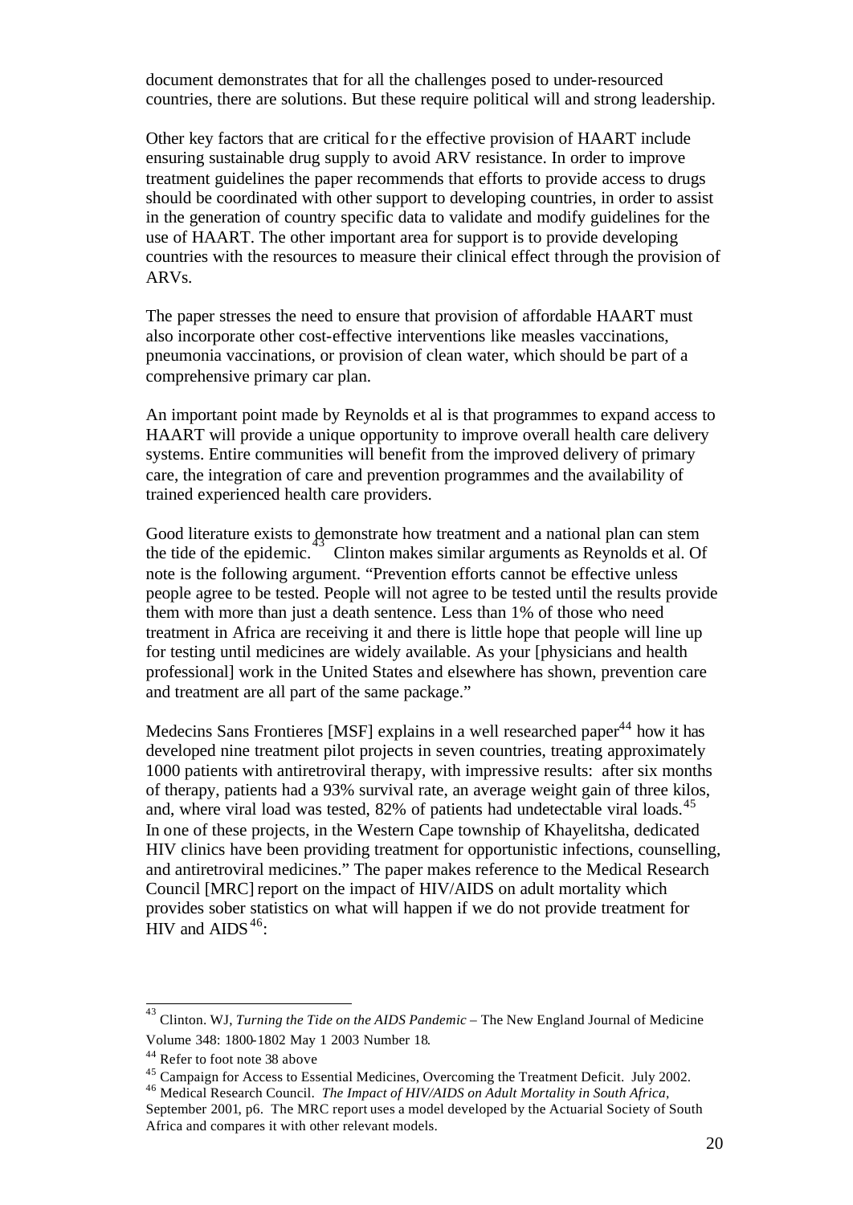document demonstrates that for all the challenges posed to under-resourced countries, there are solutions. But these require political will and strong leadership.

Other key factors that are critical for the effective provision of HAART include ensuring sustainable drug supply to avoid ARV resistance. In order to improve treatment guidelines the paper recommends that efforts to provide access to drugs should be coordinated with other support to developing countries, in order to assist in the generation of country specific data to validate and modify guidelines for the use of HAART. The other important area for support is to provide developing countries with the resources to measure their clinical effect through the provision of ARVs.

The paper stresses the need to ensure that provision of affordable HAART must also incorporate other cost-effective interventions like measles vaccinations, pneumonia vaccinations, or provision of clean water, which should be part of a comprehensive primary car plan.

An important point made by Reynolds et al is that programmes to expand access to HAART will provide a unique opportunity to improve overall health care delivery systems. Entire communities will benefit from the improved delivery of primary care, the integration of care and prevention programmes and the availability of trained experienced health care providers.

Good literature exists to demonstrate how treatment and a national plan can stem the tide of the epidemic.[43] Clinton makes similar arguments as Reynolds et al. Of note is the following argument. "Prevention efforts cannot be effective unless people agree to be tested. People will not agree to be tested until the results provide them with more than just a death sentence. Less than 1% of those who need treatment in Africa are receiving it and there is little hope that people will line up for testing until medicines are widely available. As your [physicians and health professional] work in the United States and elsewhere has shown, prevention care and treatment are all part of the same package."

Medecins Sans Frontieres [MSF] explains in a well researched paper[44] how it has developed nine treatment pilot projects in seven countries, treating approximately 1000 patients with antiretroviral therapy, with impressive results: after six months of therapy, patients had a 93% survival rate, an average weight gain of three kilos, and, where viral load was tested, 82% of patients had undetectable viral loads.[45] In one of these projects, in the Western Cape township of Khayelitsha, dedicated HIV clinics have been providing treatment for opportunistic infections, counselling, and antiretroviral medicines." The paper makes reference to the Medical Research Council [MRC] report on the impact of HIV/AIDS on adult mortality which provides sober statistics on what will happen if we do not provide treatment for HIV and AIDS[46]:

---

[43] Clinton. WJ, *Turning the Tide on the AIDS Pandemic* – The New England Journal of Medicine Volume 348: 1800-1802 May 1 2003 Number 18.

[44] Refer to foot note 38 above

[45] Campaign for Access to Essential Medicines, Overcoming the Treatment Deficit. July 2002.

[46] Medical Research Council. *The Impact of HIV/AIDS on Adult Mortality in South Africa*, September 2001, p6. The MRC report uses a model developed by the Actuarial Society of South Africa and compares it with other relevant models.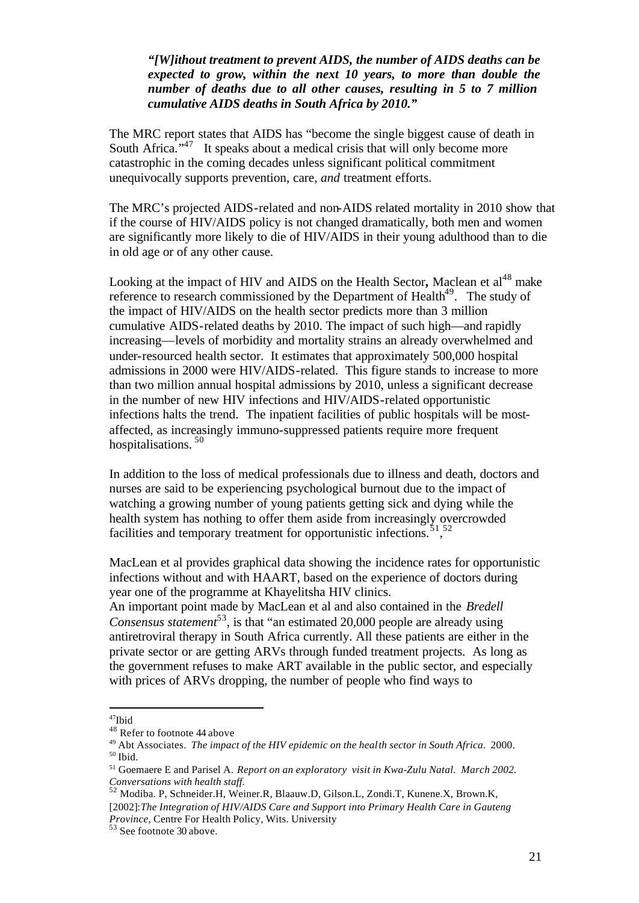***"[W]ithout treatment to prevent AIDS, the number of AIDS deaths can be expected to grow, within the next 10 years, to more than double the number of deaths due to all other causes, resulting in 5 to 7 million cumulative AIDS deaths in South Africa by 2010."***

The MRC report states that AIDS has "become the single biggest cause of death in South Africa."[47] It speaks about a medical crisis that will only become more catastrophic in the coming decades unless significant political commitment unequivocally supports prevention, care, *and* treatment efforts.

The MRC's projected AIDS-related and non-AIDS related mortality in 2010 show that if the course of HIV/AIDS policy is not changed dramatically, both men and women are significantly more likely to die of HIV/AIDS in their young adulthood than to die in old age or of any other cause.

Looking at the impact of HIV and AIDS on the Health Sector**,** Maclean et al[48] make reference to research commissioned by the Department of Health[49]. The study of the impact of HIV/AIDS on the health sector predicts more than 3 million cumulative AIDS-related deaths by 2010. The impact of such high—and rapidly increasing—levels of morbidity and mortality strains an already overwhelmed and under-resourced health sector. It estimates that approximately 500,000 hospital admissions in 2000 were HIV/AIDS-related. This figure stands to increase to more than two million annual hospital admissions by 2010, unless a significant decrease in the number of new HIV infections and HIV/AIDS-related opportunistic infections halts the trend. The inpatient facilities of public hospitals will be most-affected, as increasingly immuno-suppressed patients require more frequent hospitalisations.[50]

In addition to the loss of medical professionals due to illness and death, doctors and nurses are said to be experiencing psychological burnout due to the impact of watching a growing number of young patients getting sick and dying while the health system has nothing to offer them aside from increasingly overcrowded facilities and temporary treatment for opportunistic infections.[51],[52]

MacLean et al provides graphical data showing the incidence rates for opportunistic infections without and with HAART, based on the experience of doctors during year one of the programme at Khayelitsha HIV clinics.
An important point made by MacLean et al and also contained in the *Bredell Consensus statement*[53], is that "an estimated 20,000 people are already using antiretroviral therapy in South Africa currently. All these patients are either in the private sector or are getting ARVs through funded treatment projects. As long as the government refuses to make ART available in the public sector, and especially with prices of ARVs dropping, the number of people who find ways to

---

[47] Ibid

[48] Refer to footnote 44 above

[49] Abt Associates. *The impact of the HIV epidemic on the health sector in South Africa.* 2000.

[50] Ibid.

[51] Goemaere E and Parisel A. *Report on an exploratory visit in Kwa-Zulu Natal. March 2002. Conversations with health staff.*

[52] Modiba. P, Schneider.H, Weiner.R, Blaauw.D, Gilson.L, Zondi.T, Kunene.X, Brown.K, [2002]:*The Integration of HIV/AIDS Care and Support into Primary Health Care in Gauteng Province,* Centre For Health Policy, Wits. University

[53] See footnote 30 above.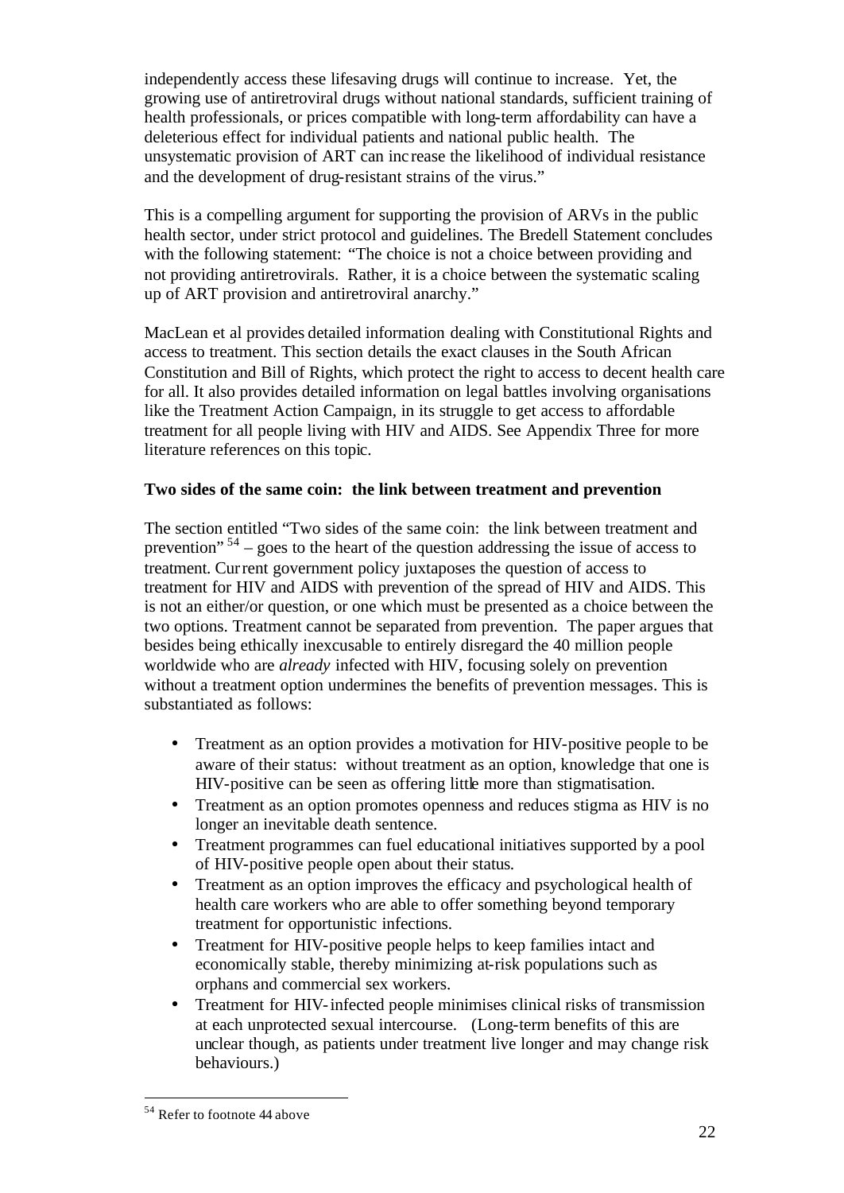independently access these lifesaving drugs will continue to increase. Yet, the growing use of antiretroviral drugs without national standards, sufficient training of health professionals, or prices compatible with long-term affordability can have a deleterious effect for individual patients and national public health. The unsystematic provision of ART can increase the likelihood of individual resistance and the development of drug-resistant strains of the virus."

This is a compelling argument for supporting the provision of ARVs in the public health sector, under strict protocol and guidelines. The Bredell Statement concludes with the following statement: "The choice is not a choice between providing and not providing antiretrovirals. Rather, it is a choice between the systematic scaling up of ART provision and antiretroviral anarchy."

MacLean et al provides detailed information dealing with Constitutional Rights and access to treatment. This section details the exact clauses in the South African Constitution and Bill of Rights, which protect the right to access to decent health care for all. It also provides detailed information on legal battles involving organisations like the Treatment Action Campaign, in its struggle to get access to affordable treatment for all people living with HIV and AIDS. See Appendix Three for more literature references on this topic.

**Two sides of the same coin: the link between treatment and prevention**

The section entitled "Two sides of the same coin: the link between treatment and prevention" [54] – goes to the heart of the question addressing the issue of access to treatment. Current government policy juxtaposes the question of access to treatment for HIV and AIDS with prevention of the spread of HIV and AIDS. This is not an either/or question, or one which must be presented as a choice between the two options. Treatment cannot be separated from prevention. The paper argues that besides being ethically inexcusable to entirely disregard the 40 million people worldwide who are *already* infected with HIV, focusing solely on prevention without a treatment option undermines the benefits of prevention messages. This is substantiated as follows:

- Treatment as an option provides a motivation for HIV-positive people to be aware of their status: without treatment as an option, knowledge that one is HIV-positive can be seen as offering little more than stigmatisation.
- Treatment as an option promotes openness and reduces stigma as HIV is no longer an inevitable death sentence.
- Treatment programmes can fuel educational initiatives supported by a pool of HIV-positive people open about their status.
- Treatment as an option improves the efficacy and psychological health of health care workers who are able to offer something beyond temporary treatment for opportunistic infections.
- Treatment for HIV-positive people helps to keep families intact and economically stable, thereby minimizing at-risk populations such as orphans and commercial sex workers.
- Treatment for HIV-infected people minimises clinical risks of transmission at each unprotected sexual intercourse. (Long-term benefits of this are unclear though, as patients under treatment live longer and may change risk behaviours.)

---

[54] Refer to footnote 44 above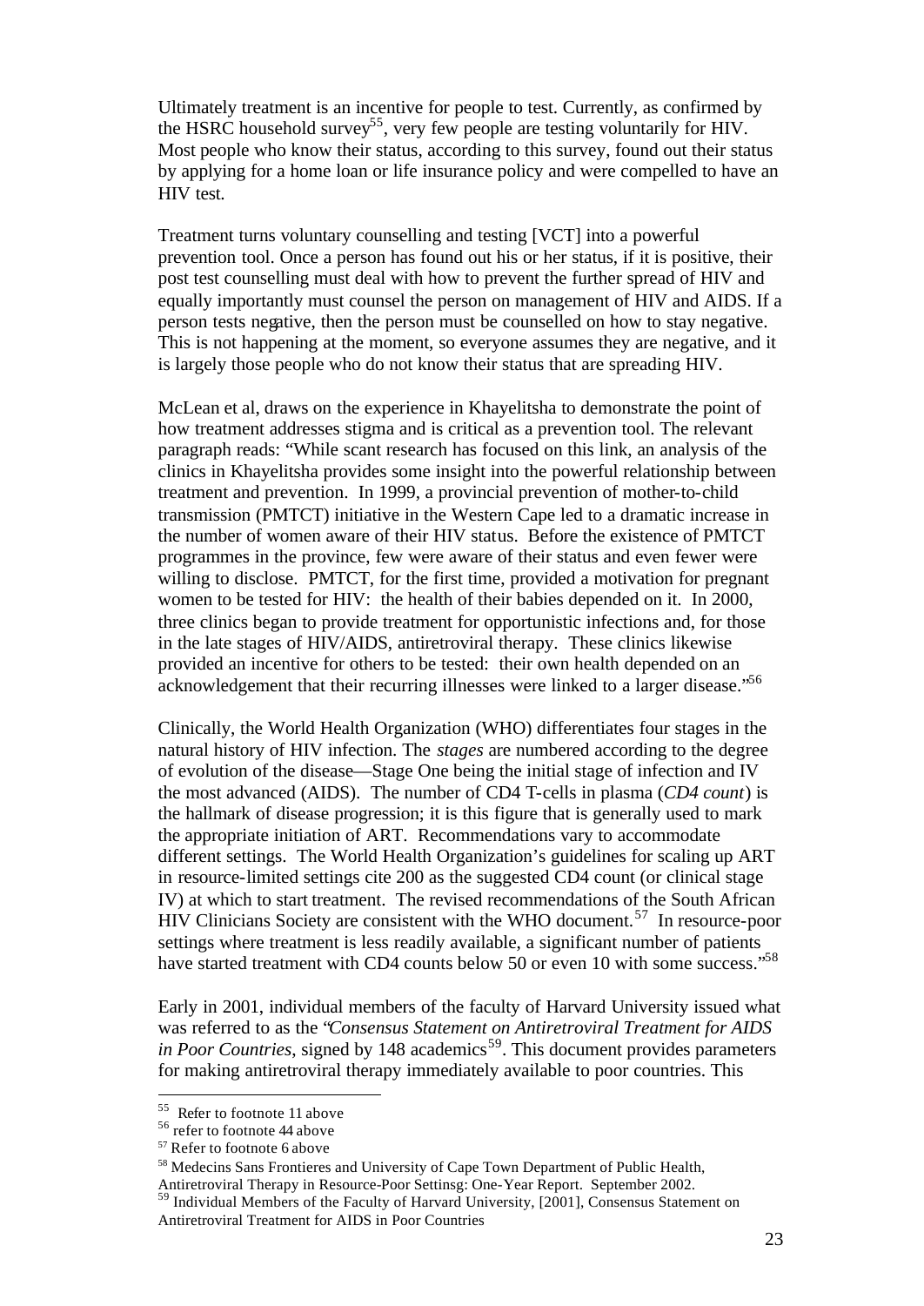Ultimately treatment is an incentive for people to test. Currently, as confirmed by the HSRC household survey[55], very few people are testing voluntarily for HIV. Most people who know their status, according to this survey, found out their status by applying for a home loan or life insurance policy and were compelled to have an HIV test.

Treatment turns voluntary counselling and testing [VCT] into a powerful prevention tool. Once a person has found out his or her status, if it is positive, their post test counselling must deal with how to prevent the further spread of HIV and equally importantly must counsel the person on management of HIV and AIDS. If a person tests negative, then the person must be counselled on how to stay negative. This is not happening at the moment, so everyone assumes they are negative, and it is largely those people who do not know their status that are spreading HIV.

McLean et al, draws on the experience in Khayelitsha to demonstrate the point of how treatment addresses stigma and is critical as a prevention tool. The relevant paragraph reads: "While scant research has focused on this link, an analysis of the clinics in Khayelitsha provides some insight into the powerful relationship between treatment and prevention. In 1999, a provincial prevention of mother-to-child transmission (PMTCT) initiative in the Western Cape led to a dramatic increase in the number of women aware of their HIV status. Before the existence of PMTCT programmes in the province, few were aware of their status and even fewer were willing to disclose. PMTCT, for the first time, provided a motivation for pregnant women to be tested for HIV: the health of their babies depended on it. In 2000, three clinics began to provide treatment for opportunistic infections and, for those in the late stages of HIV/AIDS, antiretroviral therapy. These clinics likewise provided an incentive for others to be tested: their own health depended on an acknowledgement that their recurring illnesses were linked to a larger disease."[56]

Clinically, the World Health Organization (WHO) differentiates four stages in the natural history of HIV infection. The *stages* are numbered according to the degree of evolution of the disease—Stage One being the initial stage of infection and IV the most advanced (AIDS). The number of CD4 T-cells in plasma (*CD4 count*) is the hallmark of disease progression; it is this figure that is generally used to mark the appropriate initiation of ART. Recommendations vary to accommodate different settings. The World Health Organization's guidelines for scaling up ART in resource-limited settings cite 200 as the suggested CD4 count (or clinical stage IV) at which to start treatment. The revised recommendations of the South African HIV Clinicians Society are consistent with the WHO document.[57] In resource-poor settings where treatment is less readily available, a significant number of patients have started treatment with CD4 counts below 50 or even 10 with some success."[58]

Early in 2001, individual members of the faculty of Harvard University issued what was referred to as the "*Consensus Statement on Antiretroviral Treatment for AIDS in Poor Countries*, signed by 148 academics[59]. This document provides parameters for making antiretroviral therapy immediately available to poor countries. This

---

[55] Refer to footnote 11 above

[56] refer to footnote 44 above

[57] Refer to footnote 6 above

[58] Medecins Sans Frontieres and University of Cape Town Department of Public Health, Antiretroviral Therapy in Resource-Poor Settinsg: One-Year Report. September 2002.

[59] Individual Members of the Faculty of Harvard University, [2001], Consensus Statement on Antiretroviral Treatment for AIDS in Poor Countries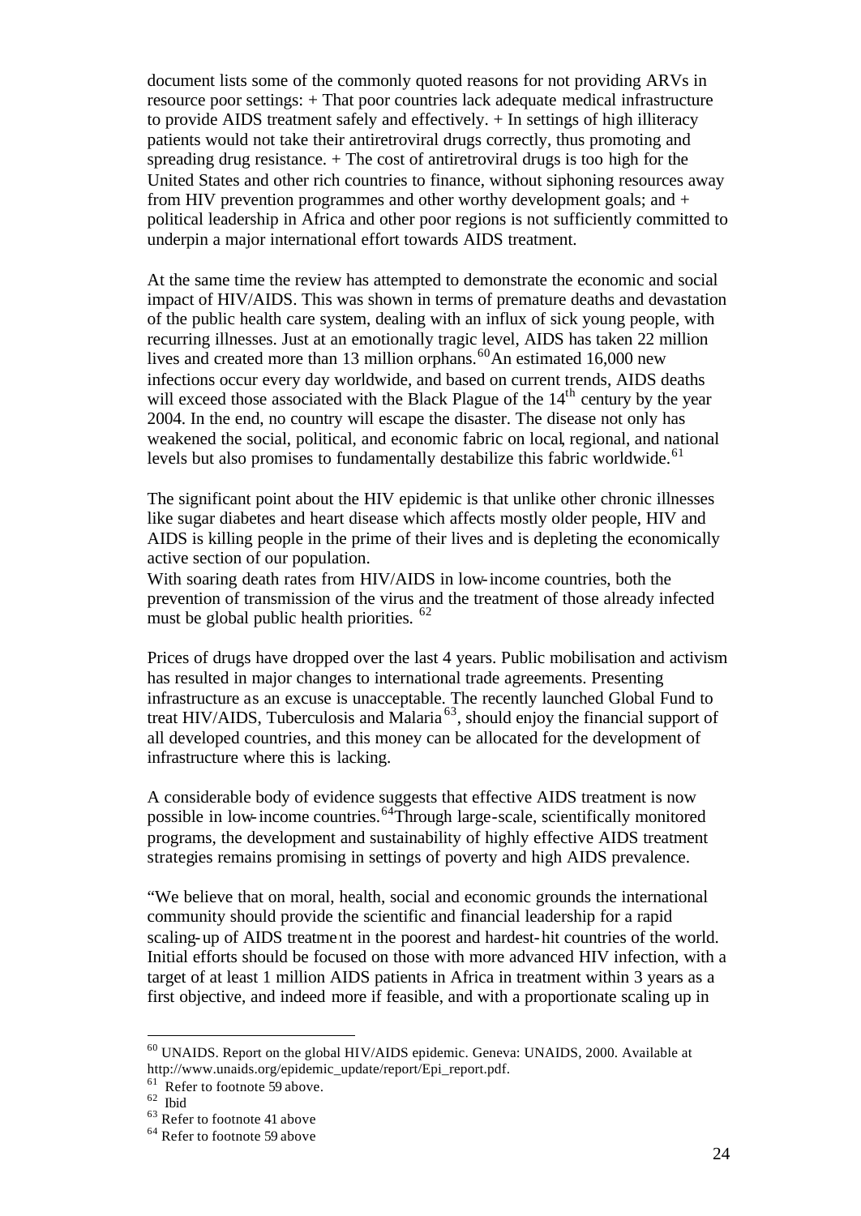document lists some of the commonly quoted reasons for not providing ARVs in resource poor settings: + That poor countries lack adequate medical infrastructure to provide AIDS treatment safely and effectively. + In settings of high illiteracy patients would not take their antiretroviral drugs correctly, thus promoting and spreading drug resistance. + The cost of antiretroviral drugs is too high for the United States and other rich countries to finance, without siphoning resources away from HIV prevention programmes and other worthy development goals; and + political leadership in Africa and other poor regions is not sufficiently committed to underpin a major international effort towards AIDS treatment.

At the same time the review has attempted to demonstrate the economic and social impact of HIV/AIDS. This was shown in terms of premature deaths and devastation of the public health care system, dealing with an influx of sick young people, with recurring illnesses. Just at an emotionally tragic level, AIDS has taken 22 million lives and created more than 13 million orphans.[60] An estimated 16,000 new infections occur every day worldwide, and based on current trends, AIDS deaths will exceed those associated with the Black Plague of the 14th century by the year 2004. In the end, no country will escape the disaster. The disease not only has weakened the social, political, and economic fabric on local, regional, and national levels but also promises to fundamentally destabilize this fabric worldwide.[61]

The significant point about the HIV epidemic is that unlike other chronic illnesses like sugar diabetes and heart disease which affects mostly older people, HIV and AIDS is killing people in the prime of their lives and is depleting the economically active section of our population.

With soaring death rates from HIV/AIDS in low-income countries, both the prevention of transmission of the virus and the treatment of those already infected must be global public health priorities.[62]

Prices of drugs have dropped over the last 4 years. Public mobilisation and activism has resulted in major changes to international trade agreements. Presenting infrastructure as an excuse is unacceptable. The recently launched Global Fund to treat HIV/AIDS, Tuberculosis and Malaria[63], should enjoy the financial support of all developed countries, and this money can be allocated for the development of infrastructure where this is lacking.

A considerable body of evidence suggests that effective AIDS treatment is now possible in low-income countries.[64] Through large-scale, scientifically monitored programs, the development and sustainability of highly effective AIDS treatment strategies remains promising in settings of poverty and high AIDS prevalence.

"We believe that on moral, health, social and economic grounds the international community should provide the scientific and financial leadership for a rapid scaling-up of AIDS treatment in the poorest and hardest-hit countries of the world. Initial efforts should be focused on those with more advanced HIV infection, with a target of at least 1 million AIDS patients in Africa in treatment within 3 years as a first objective, and indeed more if feasible, and with a proportionate scaling up in

---

[60] UNAIDS. Report on the global HIV/AIDS epidemic. Geneva: UNAIDS, 2000. Available at http://www.unaids.org/epidemic_update/report/Epi_report.pdf.

[61] Refer to footnote 59 above.

[62] Ibid

[63] Refer to footnote 41 above

[64] Refer to footnote 59 above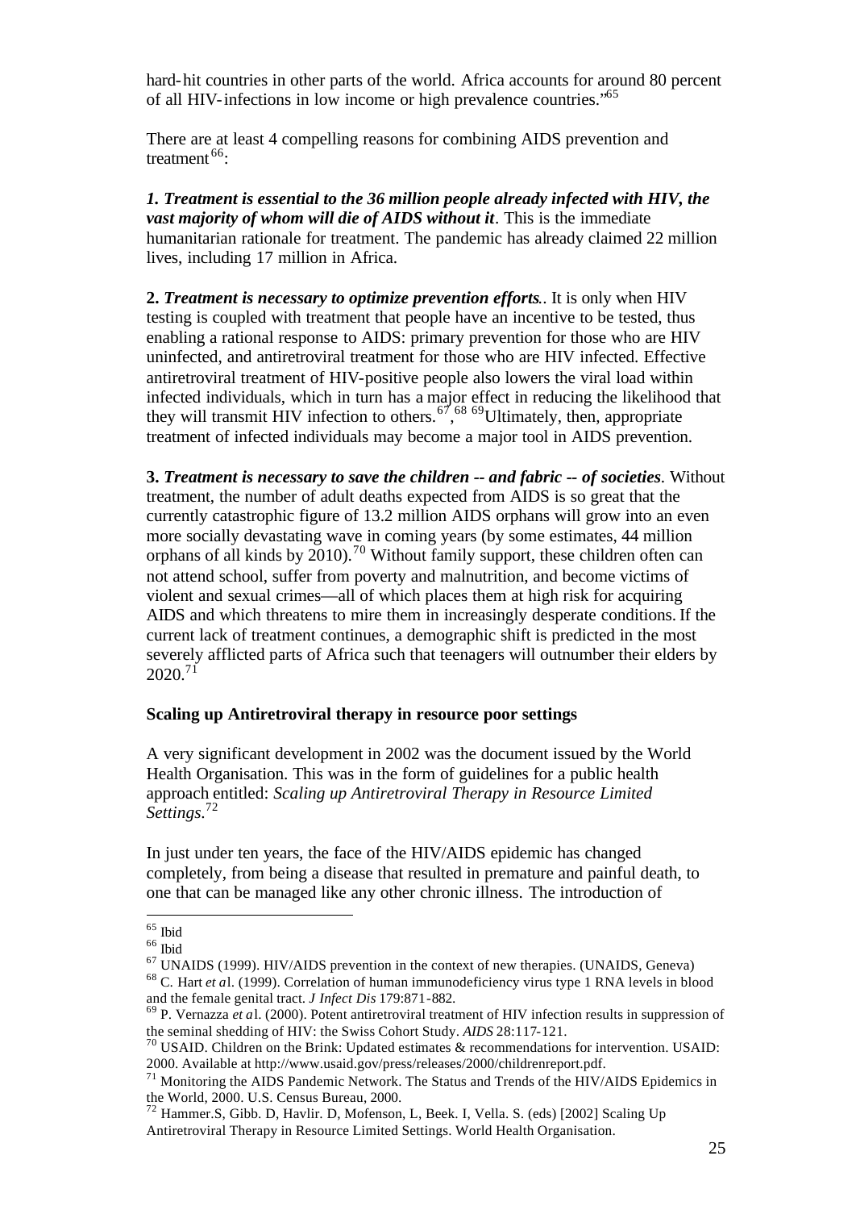hard-hit countries in other parts of the world. Africa accounts for around 80 percent of all HIV-infections in low income or high prevalence countries."[65]

There are at least 4 compelling reasons for combining AIDS prevention and treatment[66]:

***1. Treatment is essential to the 36 million people already infected with HIV, the vast majority of whom will die of AIDS without it***. This is the immediate humanitarian rationale for treatment. The pandemic has already claimed 22 million lives, including 17 million in Africa.

**2. *Treatment is necessary to optimize prevention efforts***.. It is only when HIV testing is coupled with treatment that people have an incentive to be tested, thus enabling a rational response to AIDS: primary prevention for those who are HIV uninfected, and antiretroviral treatment for those who are HIV infected. Effective antiretroviral treatment of HIV-positive people also lowers the viral load within infected individuals, which in turn has a major effect in reducing the likelihood that they will transmit HIV infection to others.[67],[68] [69] Ultimately, then, appropriate treatment of infected individuals may become a major tool in AIDS prevention.

**3. *Treatment is necessary to save the children -- and fabric -- of societies***. Without treatment, the number of adult deaths expected from AIDS is so great that the currently catastrophic figure of 13.2 million AIDS orphans will grow into an even more socially devastating wave in coming years (by some estimates, 44 million orphans of all kinds by 2010).[70] Without family support, these children often can not attend school, suffer from poverty and malnutrition, and become victims of violent and sexual crimes—all of which places them at high risk for acquiring AIDS and which threatens to mire them in increasingly desperate conditions. If the current lack of treatment continues, a demographic shift is predicted in the most severely afflicted parts of Africa such that teenagers will outnumber their elders by 2020.[71]

### Scaling up Antiretroviral therapy in resource poor settings

A very significant development in 2002 was the document issued by the World Health Organisation. This was in the form of guidelines for a public health approach entitled: *Scaling up Antiretroviral Therapy in Resource Limited Settings*.[72]

In just under ten years, the face of the HIV/AIDS epidemic has changed completely, from being a disease that resulted in premature and painful death, to one that can be managed like any other chronic illness. The introduction of

---

[65] Ibid

[66] Ibid

[67] UNAIDS (1999). HIV/AIDS prevention in the context of new therapies. (UNAIDS, Geneva)

[68] C. Hart *et a*l. (1999). Correlation of human immunodeficiency virus type 1 RNA levels in blood and the female genital tract. *J Infect Dis* 179:871-882.

[69] P. Vernazza *et a*l. (2000). Potent antiretroviral treatment of HIV infection results in suppression of the seminal shedding of HIV: the Swiss Cohort Study. *AIDS* 28:117-121.

[70] USAID. Children on the Brink: Updated estimates & recommendations for intervention. USAID: 2000. Available at http://www.usaid.gov/press/releases/2000/childrenreport.pdf.

[71] Monitoring the AIDS Pandemic Network. The Status and Trends of the HIV/AIDS Epidemics in the World, 2000. U.S. Census Bureau, 2000.

[72] Hammer.S, Gibb. D, Havlir. D, Mofenson, L, Beek. I, Vella. S. (eds) [2002] Scaling Up Antiretroviral Therapy in Resource Limited Settings. World Health Organisation.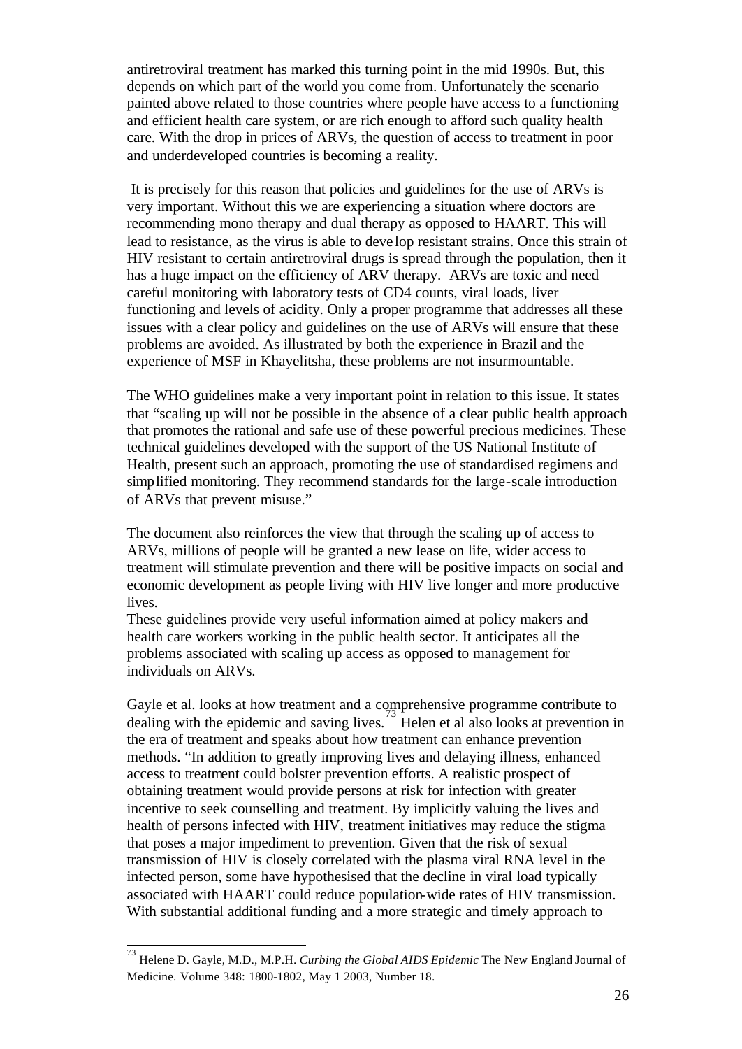antiretroviral treatment has marked this turning point in the mid 1990s. But, this depends on which part of the world you come from. Unfortunately the scenario painted above related to those countries where people have access to a functioning and efficient health care system, or are rich enough to afford such quality health care. With the drop in prices of ARVs, the question of access to treatment in poor and underdeveloped countries is becoming a reality.

It is precisely for this reason that policies and guidelines for the use of ARVs is very important. Without this we are experiencing a situation where doctors are recommending mono therapy and dual therapy as opposed to HAART. This will lead to resistance, as the virus is able to develop resistant strains. Once this strain of HIV resistant to certain antiretroviral drugs is spread through the population, then it has a huge impact on the efficiency of ARV therapy. ARVs are toxic and need careful monitoring with laboratory tests of CD4 counts, viral loads, liver functioning and levels of acidity. Only a proper programme that addresses all these issues with a clear policy and guidelines on the use of ARVs will ensure that these problems are avoided. As illustrated by both the experience in Brazil and the experience of MSF in Khayelitsha, these problems are not insurmountable.

The WHO guidelines make a very important point in relation to this issue. It states that "scaling up will not be possible in the absence of a clear public health approach that promotes the rational and safe use of these powerful precious medicines. These technical guidelines developed with the support of the US National Institute of Health, present such an approach, promoting the use of standardised regimens and simplified monitoring. They recommend standards for the large-scale introduction of ARVs that prevent misuse."

The document also reinforces the view that through the scaling up of access to ARVs, millions of people will be granted a new lease on life, wider access to treatment will stimulate prevention and there will be positive impacts on social and economic development as people living with HIV live longer and more productive lives.

These guidelines provide very useful information aimed at policy makers and health care workers working in the public health sector. It anticipates all the problems associated with scaling up access as opposed to management for individuals on ARVs.

Gayle et al. looks at how treatment and a comprehensive programme contribute to dealing with the epidemic and saving lives.[73] Helen et al also looks at prevention in the era of treatment and speaks about how treatment can enhance prevention methods. "In addition to greatly improving lives and delaying illness, enhanced access to treatment could bolster prevention efforts. A realistic prospect of obtaining treatment would provide persons at risk for infection with greater incentive to seek counselling and treatment. By implicitly valuing the lives and health of persons infected with HIV, treatment initiatives may reduce the stigma that poses a major impediment to prevention. Given that the risk of sexual transmission of HIV is closely correlated with the plasma viral RNA level in the infected person, some have hypothesised that the decline in viral load typically associated with HAART could reduce population-wide rates of HIV transmission. With substantial additional funding and a more strategic and timely approach to

---

[73] Helene D. Gayle, M.D., M.P.H. *Curbing the Global AIDS Epidemic* The New England Journal of Medicine. Volume 348: 1800-1802, May 1 2003, Number 18.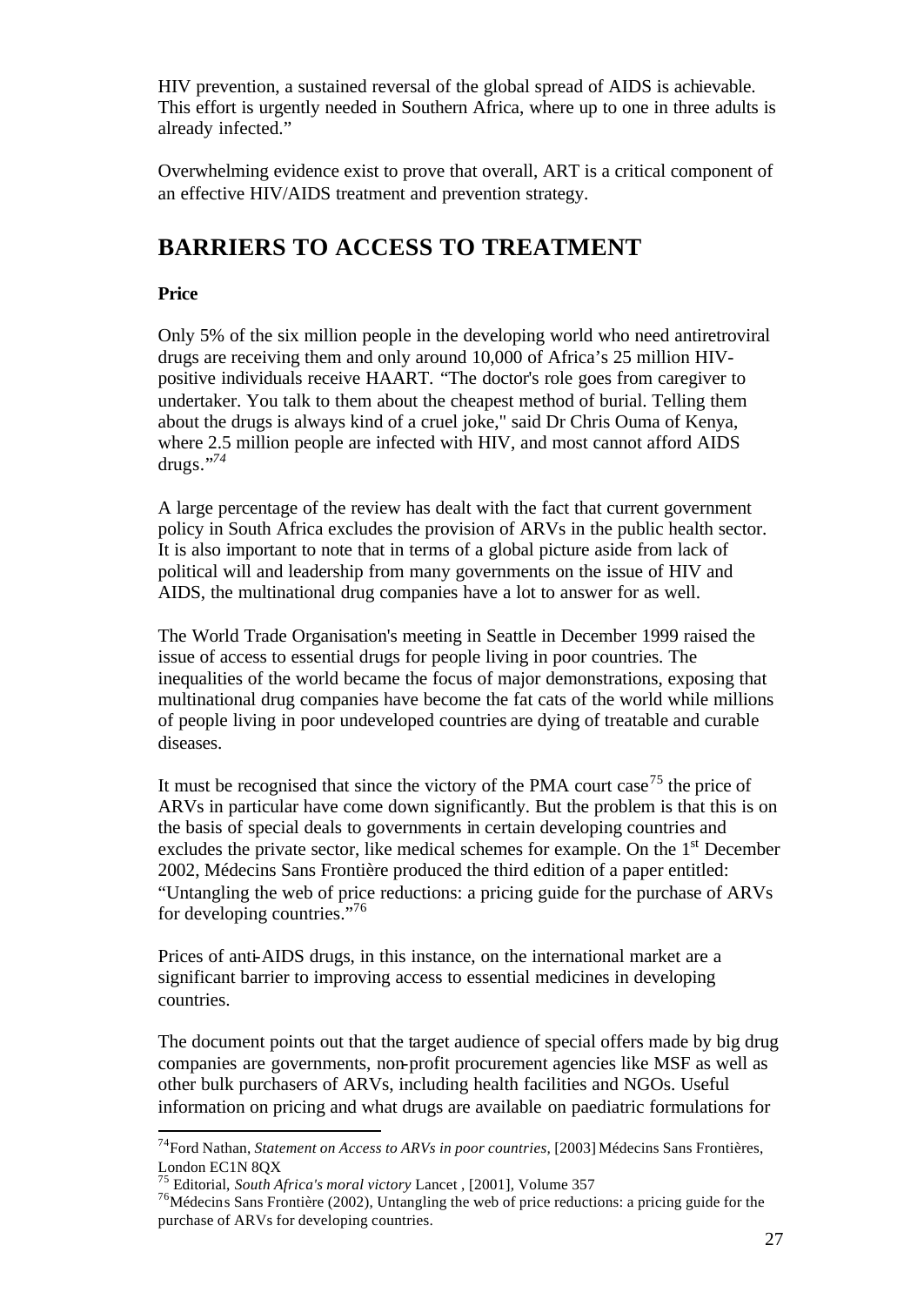HIV prevention, a sustained reversal of the global spread of AIDS is achievable. This effort is urgently needed in Southern Africa, where up to one in three adults is already infected."

Overwhelming evidence exist to prove that overall, ART is a critical component of an effective HIV/AIDS treatment and prevention strategy.

# BARRIERS TO ACCESS TO TREATMENT

**Price**

Only 5% of the six million people in the developing world who need antiretroviral drugs are receiving them and only around 10,000 of Africa's 25 million HIV-positive individuals receive HAART. "The doctor's role goes from caregiver to undertaker. You talk to them about the cheapest method of burial. Telling them about the drugs is always kind of a cruel joke," said Dr Chris Ouma of Kenya, where 2.5 million people are infected with HIV, and most cannot afford AIDS drugs."[74]

A large percentage of the review has dealt with the fact that current government policy in South Africa excludes the provision of ARVs in the public health sector. It is also important to note that in terms of a global picture aside from lack of political will and leadership from many governments on the issue of HIV and AIDS, the multinational drug companies have a lot to answer for as well.

The World Trade Organisation's meeting in Seattle in December 1999 raised the issue of access to essential drugs for people living in poor countries. The inequalities of the world became the focus of major demonstrations, exposing that multinational drug companies have become the fat cats of the world while millions of people living in poor undeveloped countries are dying of treatable and curable diseases.

It must be recognised that since the victory of the PMA court case[75] the price of ARVs in particular have come down significantly. But the problem is that this is on the basis of special deals to governments in certain developing countries and excludes the private sector, like medical schemes for example. On the 1st December 2002, Médecins Sans Frontière produced the third edition of a paper entitled: "Untangling the web of price reductions: a pricing guide for the purchase of ARVs for developing countries."[76]

Prices of anti-AIDS drugs, in this instance, on the international market are a significant barrier to improving access to essential medicines in developing countries.

The document points out that the target audience of special offers made by big drug companies are governments, non-profit procurement agencies like MSF as well as other bulk purchasers of ARVs, including health facilities and NGOs. Useful information on pricing and what drugs are available on paediatric formulations for

---

[74] Ford Nathan, *Statement on Access to ARVs in poor countries,* [2003] Médecins Sans Frontières, London EC1N 8QX

[75] Editorial, *South Africa's moral victory* Lancet , [2001], Volume 357

[76] Médecins Sans Frontière (2002), Untangling the web of price reductions: a pricing guide for the purchase of ARVs for developing countries.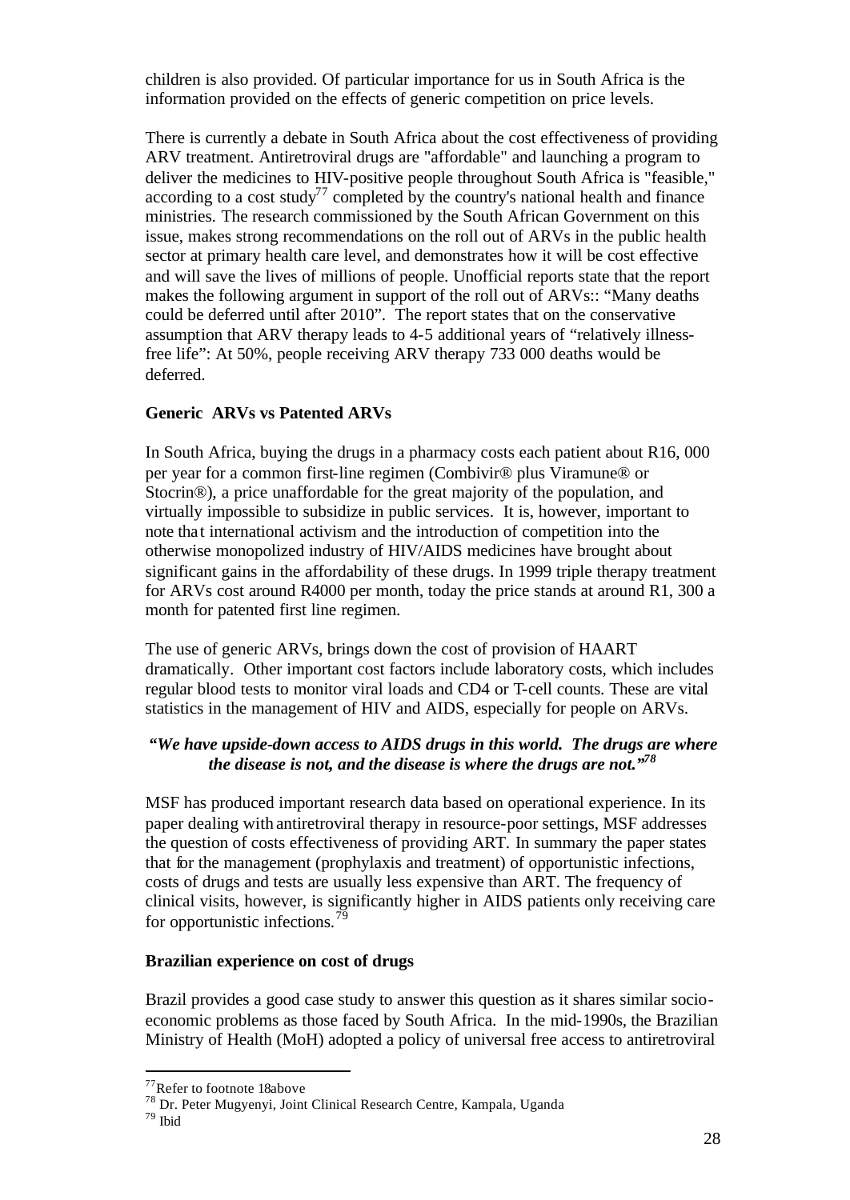children is also provided. Of particular importance for us in South Africa is the information provided on the effects of generic competition on price levels.

There is currently a debate in South Africa about the cost effectiveness of providing ARV treatment. Antiretroviral drugs are "affordable" and launching a program to deliver the medicines to HIV-positive people throughout South Africa is "feasible," according to a cost study[77] completed by the country's national health and finance ministries. The research commissioned by the South African Government on this issue, makes strong recommendations on the roll out of ARVs in the public health sector at primary health care level, and demonstrates how it will be cost effective and will save the lives of millions of people. Unofficial reports state that the report makes the following argument in support of the roll out of ARVs:: "Many deaths could be deferred until after 2010". The report states that on the conservative assumption that ARV therapy leads to 4-5 additional years of "relatively illness-free life": At 50%, people receiving ARV therapy 733 000 deaths would be deferred.

**Generic ARVs vs Patented ARVs**

In South Africa, buying the drugs in a pharmacy costs each patient about R16, 000 per year for a common first-line regimen (Combivir® plus Viramune® or Stocrin®), a price unaffordable for the great majority of the population, and virtually impossible to subsidize in public services. It is, however, important to note that international activism and the introduction of competition into the otherwise monopolized industry of HIV/AIDS medicines have brought about significant gains in the affordability of these drugs. In 1999 triple therapy treatment for ARVs cost around R4000 per month, today the price stands at around R1, 300 a month for patented first line regimen.

The use of generic ARVs, brings down the cost of provision of HAART dramatically. Other important cost factors include laboratory costs, which includes regular blood tests to monitor viral loads and CD4 or T-cell counts. These are vital statistics in the management of HIV and AIDS, especially for people on ARVs.

***"We have upside-down access to AIDS drugs in this world. The drugs are where the disease is not, and the disease is where the drugs are not."*[78]**

MSF has produced important research data based on operational experience. In its paper dealing with antiretroviral therapy in resource-poor settings, MSF addresses the question of costs effectiveness of providing ART. In summary the paper states that for the management (prophylaxis and treatment) of opportunistic infections, costs of drugs and tests are usually less expensive than ART. The frequency of clinical visits, however, is significantly higher in AIDS patients only receiving care for opportunistic infections.[79]

**Brazilian experience on cost of drugs**

Brazil provides a good case study to answer this question as it shares similar socio-economic problems as those faced by South Africa. In the mid-1990s, the Brazilian Ministry of Health (MoH) adopted a policy of universal free access to antiretroviral

---

[77] Refer to footnote 18above

[78] Dr. Peter Mugyenyi, Joint Clinical Research Centre, Kampala, Uganda

[79] Ibid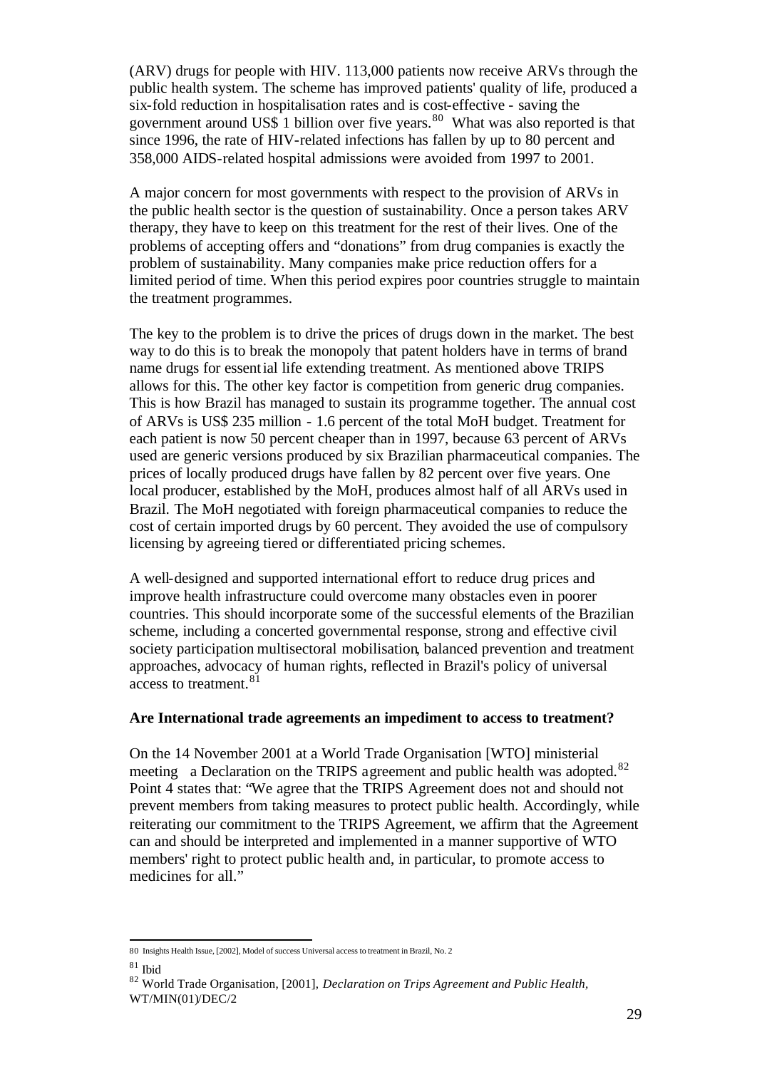(ARV) drugs for people with HIV. 113,000 patients now receive ARVs through the public health system. The scheme has improved patients' quality of life, produced a six-fold reduction in hospitalisation rates and is cost-effective - saving the government around US$ 1 billion over five years.[80] What was also reported is that since 1996, the rate of HIV-related infections has fallen by up to 80 percent and 358,000 AIDS-related hospital admissions were avoided from 1997 to 2001.

A major concern for most governments with respect to the provision of ARVs in the public health sector is the question of sustainability. Once a person takes ARV therapy, they have to keep on this treatment for the rest of their lives. One of the problems of accepting offers and "donations" from drug companies is exactly the problem of sustainability. Many companies make price reduction offers for a limited period of time. When this period expires poor countries struggle to maintain the treatment programmes.

The key to the problem is to drive the prices of drugs down in the market. The best way to do this is to break the monopoly that patent holders have in terms of brand name drugs for essential life extending treatment. As mentioned above TRIPS allows for this. The other key factor is competition from generic drug companies. This is how Brazil has managed to sustain its programme together. The annual cost of ARVs is US$ 235 million - 1.6 percent of the total MoH budget. Treatment for each patient is now 50 percent cheaper than in 1997, because 63 percent of ARVs used are generic versions produced by six Brazilian pharmaceutical companies. The prices of locally produced drugs have fallen by 82 percent over five years. One local producer, established by the MoH, produces almost half of all ARVs used in Brazil. The MoH negotiated with foreign pharmaceutical companies to reduce the cost of certain imported drugs by 60 percent. They avoided the use of compulsory licensing by agreeing tiered or differentiated pricing schemes.

A well-designed and supported international effort to reduce drug prices and improve health infrastructure could overcome many obstacles even in poorer countries. This should incorporate some of the successful elements of the Brazilian scheme, including a concerted governmental response, strong and effective civil society participation multisectoral mobilisation, balanced prevention and treatment approaches, advocacy of human rights, reflected in Brazil's policy of universal access to treatment.[81]

**Are International trade agreements an impediment to access to treatment?**

On the 14 November 2001 at a World Trade Organisation [WTO] ministerial meeting a Declaration on the TRIPS agreement and public health was adopted.[82] Point 4 states that: "We agree that the TRIPS Agreement does not and should not prevent members from taking measures to protect public health. Accordingly, while reiterating our commitment to the TRIPS Agreement, we affirm that the Agreement can and should be interpreted and implemented in a manner supportive of WTO members' right to protect public health and, in particular, to promote access to medicines for all."

---

80 Insights Health Issue, [2002], Model of success Universal access to treatment in Brazil, No. 2

81 Ibid

82 World Trade Organisation, [2001], *Declaration on Trips Agreement and Public Health*, WT/MIN(01)/DEC/2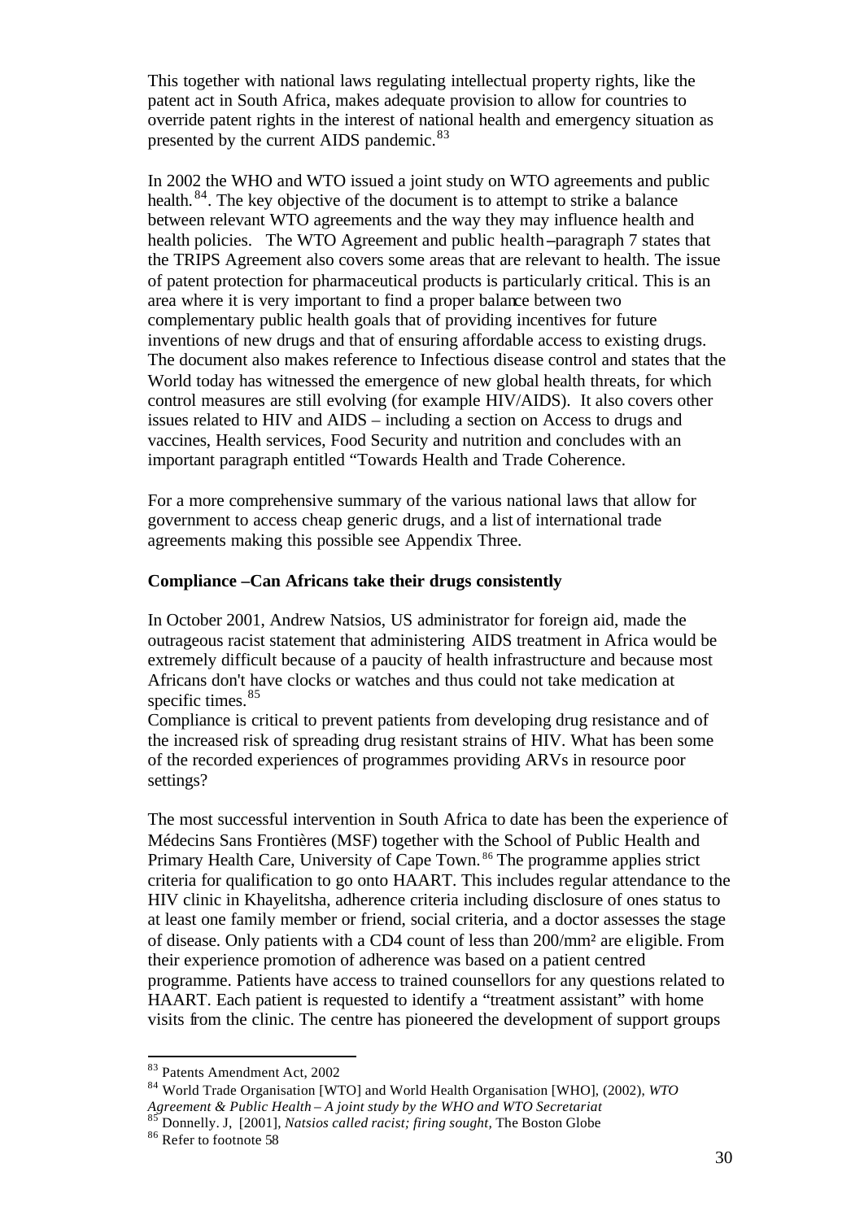This together with national laws regulating intellectual property rights, like the patent act in South Africa, makes adequate provision to allow for countries to override patent rights in the interest of national health and emergency situation as presented by the current AIDS pandemic.[83]

In 2002 the WHO and WTO issued a joint study on WTO agreements and public health.[84]. The key objective of the document is to attempt to strike a balance between relevant WTO agreements and the way they may influence health and health policies. The WTO Agreement and public health – paragraph 7 states that the TRIPS Agreement also covers some areas that are relevant to health. The issue of patent protection for pharmaceutical products is particularly critical. This is an area where it is very important to find a proper balance between two complementary public health goals that of providing incentives for future inventions of new drugs and that of ensuring affordable access to existing drugs. The document also makes reference to Infectious disease control and states that the World today has witnessed the emergence of new global health threats, for which control measures are still evolving (for example HIV/AIDS). It also covers other issues related to HIV and AIDS – including a section on Access to drugs and vaccines, Health services, Food Security and nutrition and concludes with an important paragraph entitled "Towards Health and Trade Coherence.

For a more comprehensive summary of the various national laws that allow for government to access cheap generic drugs, and a list of international trade agreements making this possible see Appendix Three.

**Compliance – Can Africans take their drugs consistently**

In October 2001, Andrew Natsios, US administrator for foreign aid, made the outrageous racist statement that administering AIDS treatment in Africa would be extremely difficult because of a paucity of health infrastructure and because most Africans don't have clocks or watches and thus could not take medication at specific times.[85]

Compliance is critical to prevent patients from developing drug resistance and of the increased risk of spreading drug resistant strains of HIV. What has been some of the recorded experiences of programmes providing ARVs in resource poor settings?

The most successful intervention in South Africa to date has been the experience of Médecins Sans Frontières (MSF) together with the School of Public Health and Primary Health Care, University of Cape Town.[86] The programme applies strict criteria for qualification to go onto HAART. This includes regular attendance to the HIV clinic in Khayelitsha, adherence criteria including disclosure of ones status to at least one family member or friend, social criteria, and a doctor assesses the stage of disease. Only patients with a CD4 count of less than 200/mm² are eligible. From their experience promotion of adherence was based on a patient centred programme. Patients have access to trained counsellors for any questions related to HAART. Each patient is requested to identify a "treatment assistant" with home visits from the clinic. The centre has pioneered the development of support groups

---

[83] Patents Amendment Act, 2002

[84] World Trade Organisation [WTO] and World Health Organisation [WHO], (2002), *WTO Agreement & Public Health – A joint study by the WHO and WTO Secretariat*

[85] Donnelly. J, [2001], *Natsios called racist; firing sought*, The Boston Globe

[86] Refer to footnote 58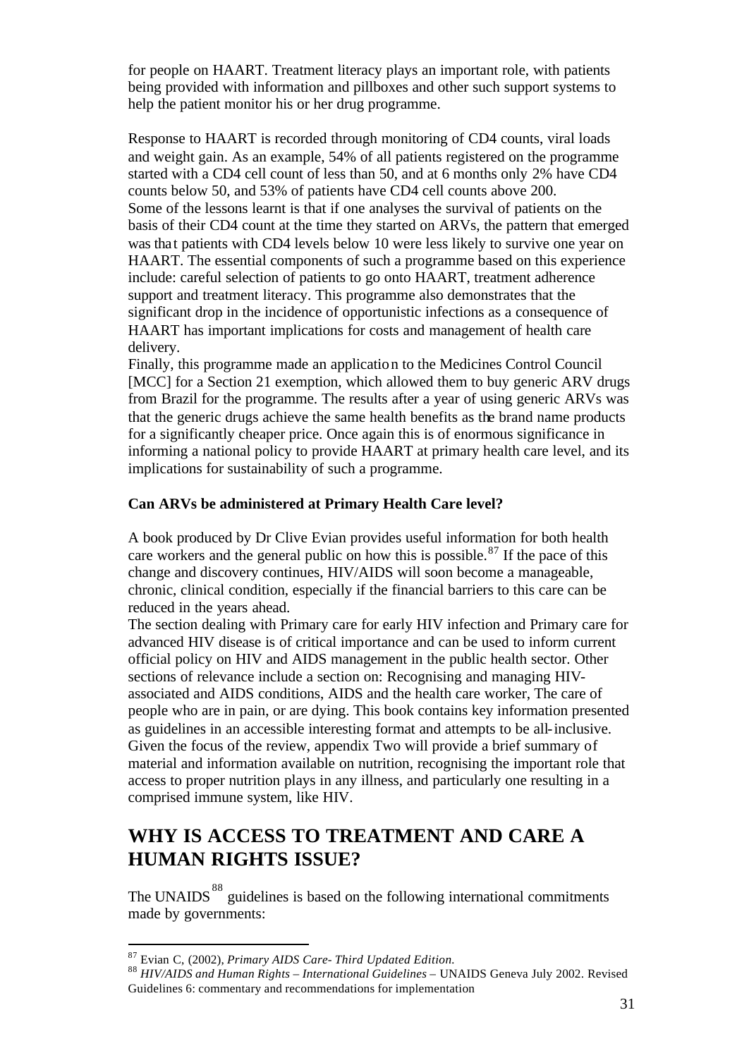for people on HAART. Treatment literacy plays an important role, with patients being provided with information and pillboxes and other such support systems to help the patient monitor his or her drug programme.

Response to HAART is recorded through monitoring of CD4 counts, viral loads and weight gain. As an example, 54% of all patients registered on the programme started with a CD4 cell count of less than 50, and at 6 months only 2% have CD4 counts below 50, and 53% of patients have CD4 cell counts above 200.
Some of the lessons learnt is that if one analyses the survival of patients on the basis of their CD4 count at the time they started on ARVs, the pattern that emerged was that patients with CD4 levels below 10 were less likely to survive one year on HAART. The essential components of such a programme based on this experience include: careful selection of patients to go onto HAART, treatment adherence support and treatment literacy. This programme also demonstrates that the significant drop in the incidence of opportunistic infections as a consequence of HAART has important implications for costs and management of health care delivery.
Finally, this programme made an application to the Medicines Control Council [MCC] for a Section 21 exemption, which allowed them to buy generic ARV drugs from Brazil for the programme. The results after a year of using generic ARVs was that the generic drugs achieve the same health benefits as the brand name products for a significantly cheaper price. Once again this is of enormous significance in informing a national policy to provide HAART at primary health care level, and its implications for sustainability of such a programme.

**Can ARVs be administered at Primary Health Care level?**

A book produced by Dr Clive Evian provides useful information for both health care workers and the general public on how this is possible.[87] If the pace of this change and discovery continues, HIV/AIDS will soon become a manageable, chronic, clinical condition, especially if the financial barriers to this care can be reduced in the years ahead.
The section dealing with Primary care for early HIV infection and Primary care for advanced HIV disease is of critical importance and can be used to inform current official policy on HIV and AIDS management in the public health sector. Other sections of relevance include a section on: Recognising and managing HIV-associated and AIDS conditions, AIDS and the health care worker, The care of people who are in pain, or are dying. This book contains key information presented as guidelines in an accessible interesting format and attempts to be all-inclusive. Given the focus of the review, appendix Two will provide a brief summary of material and information available on nutrition, recognising the important role that access to proper nutrition plays in any illness, and particularly one resulting in a comprised immune system, like HIV.

## WHY IS ACCESS TO TREATMENT AND CARE A HUMAN RIGHTS ISSUE?

The UNAIDS[88] guidelines is based on the following international commitments made by governments:

---

[87] Evian C, (2002), *Primary AIDS Care- Third Updated Edition.*

[88] *HIV/AIDS and Human Rights – International Guidelines* – UNAIDS Geneva July 2002. Revised Guidelines 6: commentary and recommendations for implementation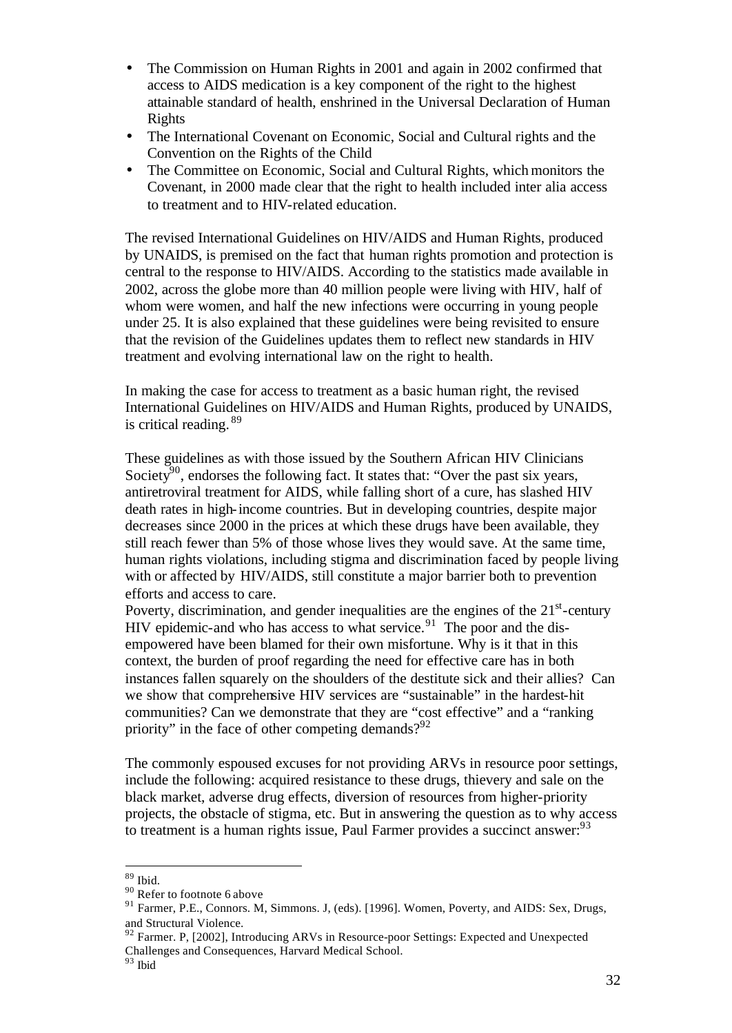- The Commission on Human Rights in 2001 and again in 2002 confirmed that access to AIDS medication is a key component of the right to the highest attainable standard of health, enshrined in the Universal Declaration of Human Rights
- The International Covenant on Economic, Social and Cultural rights and the Convention on the Rights of the Child
- The Committee on Economic, Social and Cultural Rights, which monitors the Covenant, in 2000 made clear that the right to health included inter alia access to treatment and to HIV-related education.

The revised International Guidelines on HIV/AIDS and Human Rights, produced by UNAIDS, is premised on the fact that human rights promotion and protection is central to the response to HIV/AIDS. According to the statistics made available in 2002, across the globe more than 40 million people were living with HIV, half of whom were women, and half the new infections were occurring in young people under 25. It is also explained that these guidelines were being revisited to ensure that the revision of the Guidelines updates them to reflect new standards in HIV treatment and evolving international law on the right to health.

In making the case for access to treatment as a basic human right, the revised International Guidelines on HIV/AIDS and Human Rights, produced by UNAIDS, is critical reading.[89]

These guidelines as with those issued by the Southern African HIV Clinicians Society[90], endorses the following fact. It states that: "Over the past six years, antiretroviral treatment for AIDS, while falling short of a cure, has slashed HIV death rates in high-income countries. But in developing countries, despite major decreases since 2000 in the prices at which these drugs have been available, they still reach fewer than 5% of those whose lives they would save. At the same time, human rights violations, including stigma and discrimination faced by people living with or affected by HIV/AIDS, still constitute a major barrier both to prevention efforts and access to care.
Poverty, discrimination, and gender inequalities are the engines of the 21st-century HIV epidemic-and who has access to what service.[91] The poor and the dis-empowered have been blamed for their own misfortune. Why is it that in this context, the burden of proof regarding the need for effective care has in both instances fallen squarely on the shoulders of the destitute sick and their allies? Can we show that comprehensive HIV services are "sustainable" in the hardest-hit communities? Can we demonstrate that they are "cost effective" and a "ranking priority" in the face of other competing demands?[92]

The commonly espoused excuses for not providing ARVs in resource poor settings, include the following: acquired resistance to these drugs, thievery and sale on the black market, adverse drug effects, diversion of resources from higher-priority projects, the obstacle of stigma, etc. But in answering the question as to why access to treatment is a human rights issue, Paul Farmer provides a succinct answer:[93]

---

[89] Ibid.

[90] Refer to footnote 6 above

[91] Farmer, P.E., Connors. M, Simmons. J, (eds). [1996]. Women, Poverty, and AIDS: Sex, Drugs, and Structural Violence.

[92] Farmer. P, [2002], Introducing ARVs in Resource-poor Settings: Expected and Unexpected Challenges and Consequences, Harvard Medical School.

[93] Ibid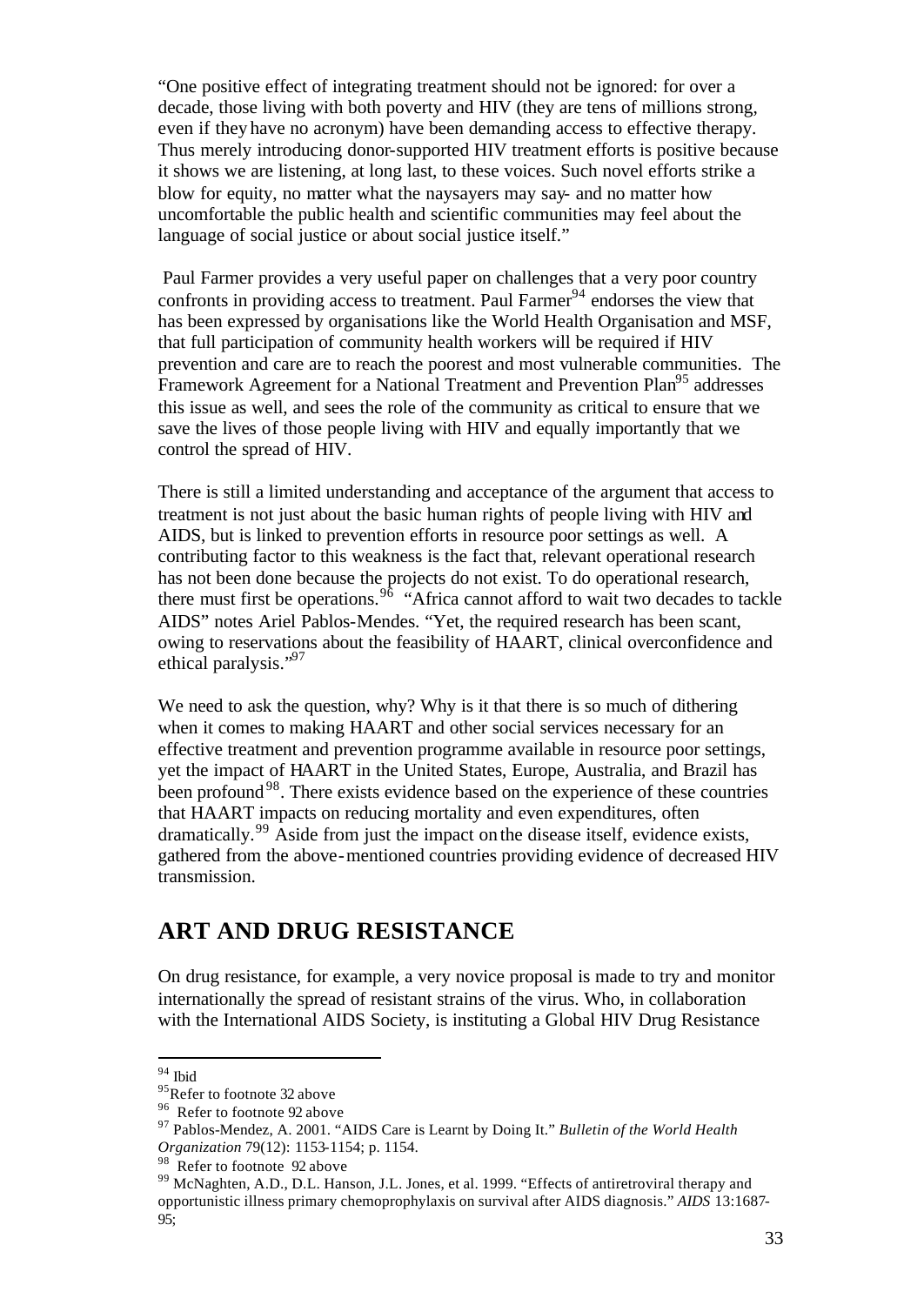"One positive effect of integrating treatment should not be ignored: for over a decade, those living with both poverty and HIV (they are tens of millions strong, even if they have no acronym) have been demanding access to effective therapy. Thus merely introducing donor-supported HIV treatment efforts is positive because it shows we are listening, at long last, to these voices. Such novel efforts strike a blow for equity, no matter what the naysayers may say- and no matter how uncomfortable the public health and scientific communities may feel about the language of social justice or about social justice itself."

Paul Farmer provides a very useful paper on challenges that a very poor country confronts in providing access to treatment. Paul Farmer[94] endorses the view that has been expressed by organisations like the World Health Organisation and MSF, that full participation of community health workers will be required if HIV prevention and care are to reach the poorest and most vulnerable communities. The Framework Agreement for a National Treatment and Prevention Plan[95] addresses this issue as well, and sees the role of the community as critical to ensure that we save the lives of those people living with HIV and equally importantly that we control the spread of HIV.

There is still a limited understanding and acceptance of the argument that access to treatment is not just about the basic human rights of people living with HIV and AIDS, but is linked to prevention efforts in resource poor settings as well. A contributing factor to this weakness is the fact that, relevant operational research has not been done because the projects do not exist. To do operational research, there must first be operations.[96] "Africa cannot afford to wait two decades to tackle AIDS" notes Ariel Pablos-Mendes. "Yet, the required research has been scant, owing to reservations about the feasibility of HAART, clinical overconfidence and ethical paralysis."[97]

We need to ask the question, why? Why is it that there is so much of dithering when it comes to making HAART and other social services necessary for an effective treatment and prevention programme available in resource poor settings, yet the impact of HAART in the United States, Europe, Australia, and Brazil has been profound[98]. There exists evidence based on the experience of these countries that HAART impacts on reducing mortality and even expenditures, often dramatically.[99] Aside from just the impact on the disease itself, evidence exists, gathered from the above-mentioned countries providing evidence of decreased HIV transmission.

## ART AND DRUG RESISTANCE

On drug resistance, for example, a very novice proposal is made to try and monitor internationally the spread of resistant strains of the virus. Who, in collaboration with the International AIDS Society, is instituting a Global HIV Drug Resistance

---

[94] Ibid

[95] Refer to footnote 32 above

[96] Refer to footnote 92 above

[97] Pablos-Mendez, A. 2001. "AIDS Care is Learnt by Doing It." *Bulletin of the World Health Organization* 79(12): 1153-1154; p. 1154.

[98] Refer to footnote 92 above

[99] McNaghten, A.D., D.L. Hanson, J.L. Jones, et al. 1999. "Effects of antiretroviral therapy and opportunistic illness primary chemoprophylaxis on survival after AIDS diagnosis." *AIDS* 13:1687-95;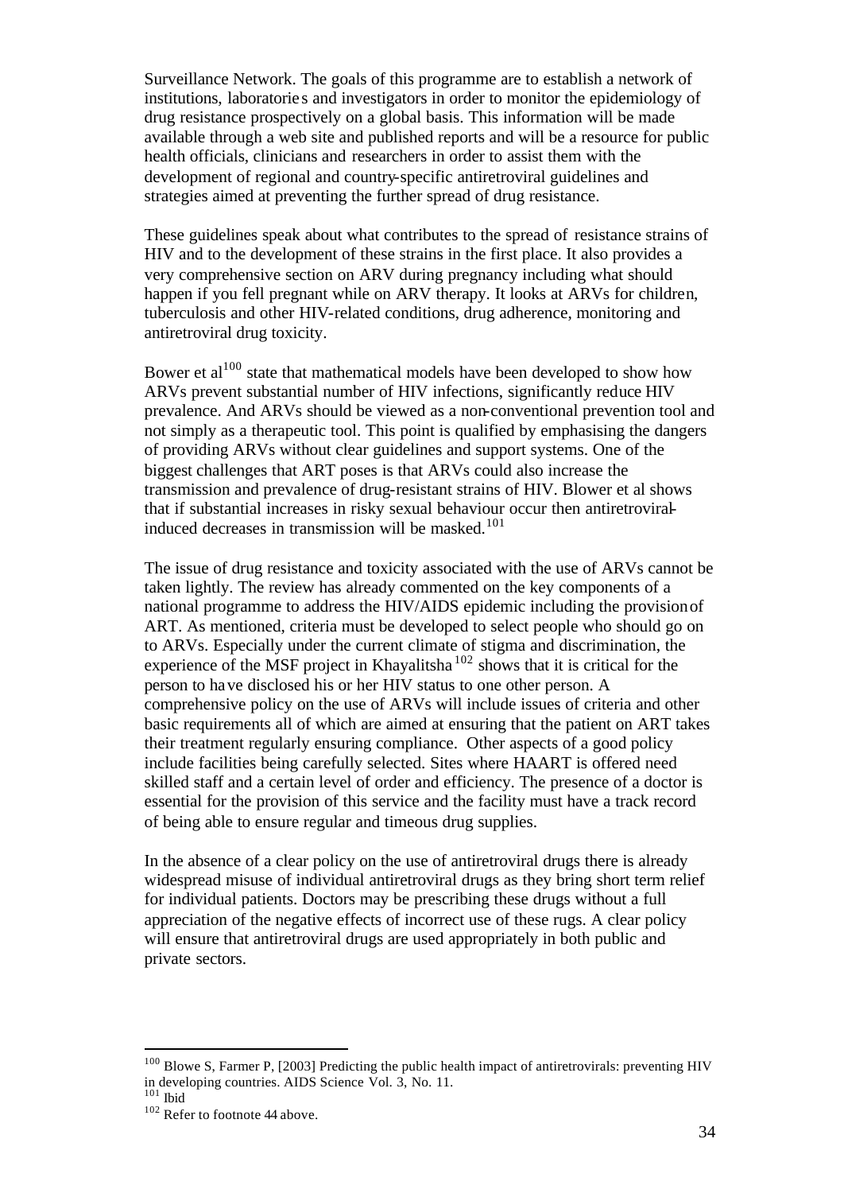Surveillance Network. The goals of this programme are to establish a network of institutions, laboratories and investigators in order to monitor the epidemiology of drug resistance prospectively on a global basis. This information will be made available through a web site and published reports and will be a resource for public health officials, clinicians and researchers in order to assist them with the development of regional and country-specific antiretroviral guidelines and strategies aimed at preventing the further spread of drug resistance.

These guidelines speak about what contributes to the spread of resistance strains of HIV and to the development of these strains in the first place. It also provides a very comprehensive section on ARV during pregnancy including what should happen if you fell pregnant while on ARV therapy. It looks at ARVs for children, tuberculosis and other HIV-related conditions, drug adherence, monitoring and antiretroviral drug toxicity.

Bower et al[100] state that mathematical models have been developed to show how ARVs prevent substantial number of HIV infections, significantly reduce HIV prevalence. And ARVs should be viewed as a non-conventional prevention tool and not simply as a therapeutic tool. This point is qualified by emphasising the dangers of providing ARVs without clear guidelines and support systems. One of the biggest challenges that ART poses is that ARVs could also increase the transmission and prevalence of drug-resistant strains of HIV. Blower et al shows that if substantial increases in risky sexual behaviour occur then antiretroviral-induced decreases in transmission will be masked.[101]

The issue of drug resistance and toxicity associated with the use of ARVs cannot be taken lightly. The review has already commented on the key components of a national programme to address the HIV/AIDS epidemic including the provision of ART. As mentioned, criteria must be developed to select people who should go on to ARVs. Especially under the current climate of stigma and discrimination, the experience of the MSF project in Khayalitsha[102] shows that it is critical for the person to have disclosed his or her HIV status to one other person. A comprehensive policy on the use of ARVs will include issues of criteria and other basic requirements all of which are aimed at ensuring that the patient on ART takes their treatment regularly ensuring compliance. Other aspects of a good policy include facilities being carefully selected. Sites where HAART is offered need skilled staff and a certain level of order and efficiency. The presence of a doctor is essential for the provision of this service and the facility must have a track record of being able to ensure regular and timeous drug supplies.

In the absence of a clear policy on the use of antiretroviral drugs there is already widespread misuse of individual antiretroviral drugs as they bring short term relief for individual patients. Doctors may be prescribing these drugs without a full appreciation of the negative effects of incorrect use of these rugs. A clear policy will ensure that antiretroviral drugs are used appropriately in both public and private sectors.

---

[100] Blowe S, Farmer P, [2003] Predicting the public health impact of antiretrovirals: preventing HIV in developing countries. AIDS Science Vol. 3, No. 11.

[101] Ibid

[102] Refer to footnote 44 above.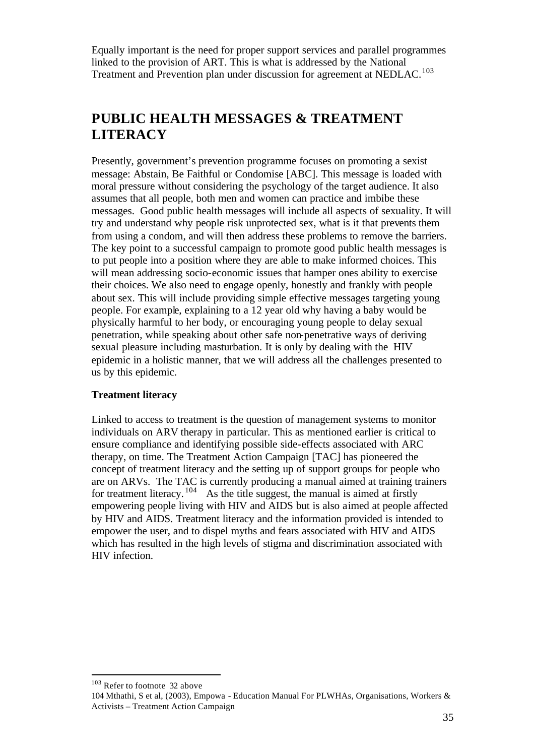Equally important is the need for proper support services and parallel programmes linked to the provision of ART. This is what is addressed by the National Treatment and Prevention plan under discussion for agreement at NEDLAC.[103]

# PUBLIC HEALTH MESSAGES & TREATMENT LITERACY

Presently, government's prevention programme focuses on promoting a sexist message: Abstain, Be Faithful or Condomise [ABC]. This message is loaded with moral pressure without considering the psychology of the target audience. It also assumes that all people, both men and women can practice and imbibe these messages. Good public health messages will include all aspects of sexuality. It will try and understand why people risk unprotected sex, what is it that prevents them from using a condom, and will then address these problems to remove the barriers. The key point to a successful campaign to promote good public health messages is to put people into a position where they are able to make informed choices. This will mean addressing socio-economic issues that hamper ones ability to exercise their choices. We also need to engage openly, honestly and frankly with people about sex. This will include providing simple effective messages targeting young people. For example, explaining to a 12 year old why having a baby would be physically harmful to her body, or encouraging young people to delay sexual penetration, while speaking about other safe non-penetrative ways of deriving sexual pleasure including masturbation. It is only by dealing with the HIV epidemic in a holistic manner, that we will address all the challenges presented to us by this epidemic.

**Treatment literacy**

Linked to access to treatment is the question of management systems to monitor individuals on ARV therapy in particular. This as mentioned earlier is critical to ensure compliance and identifying possible side-effects associated with ARC therapy, on time. The Treatment Action Campaign [TAC] has pioneered the concept of treatment literacy and the setting up of support groups for people who are on ARVs. The TAC is currently producing a manual aimed at training trainers for treatment literacy.[104] As the title suggest, the manual is aimed at firstly empowering people living with HIV and AIDS but is also aimed at people affected by HIV and AIDS. Treatment literacy and the information provided is intended to empower the user, and to dispel myths and fears associated with HIV and AIDS which has resulted in the high levels of stigma and discrimination associated with HIV infection.

---

[103] Refer to footnote 32 above

104 Mthathi, S et al, (2003), Empowa - Education Manual For PLWHAs, Organisations, Workers & Activists – Treatment Action Campaign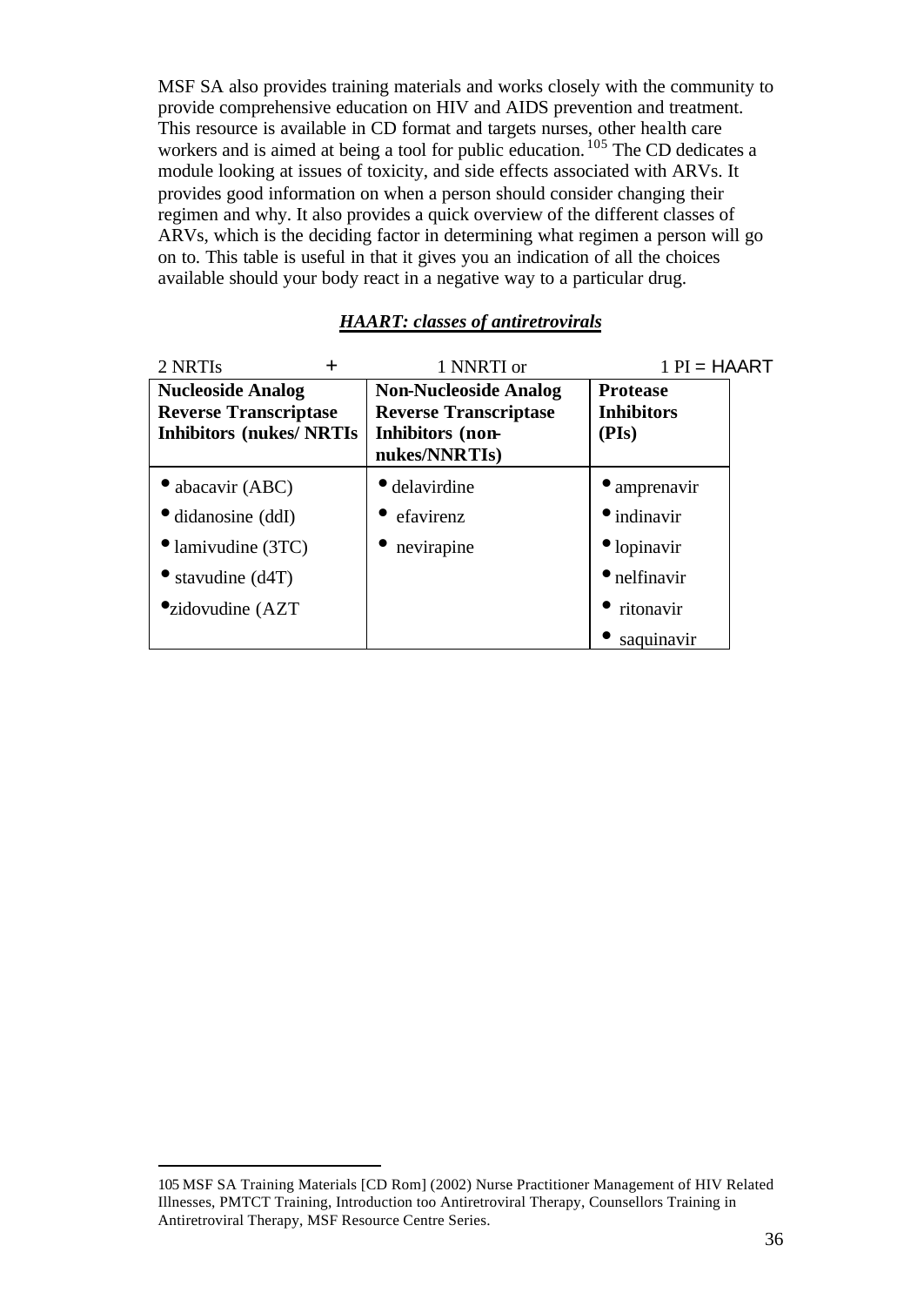MSF SA also provides training materials and works closely with the community to provide comprehensive education on HIV and AIDS prevention and treatment. This resource is available in CD format and targets nurses, other health care workers and is aimed at being a tool for public education.[105] The CD dedicates a module looking at issues of toxicity, and side effects associated with ARVs. It provides good information on when a person should consider changing their regimen and why. It also provides a quick overview of the different classes of ARVs, which is the deciding factor in determining what regimen a person will go on to. This table is useful in that it gives you an indication of all the choices available should your body react in a negative way to a particular drug.

***HAART: classes of antiretrovirals***

| 2 NRTIs + | 1 NNRTI or | 1 PI = HAART |
|---|---|---|
| **Nucleoside Analog Reverse Transcriptase Inhibitors (nukes/ NRTIs** | **Non-Nucleoside Analog Reverse Transcriptase Inhibitors (non-nukes/NNRTIs)** | **Protease Inhibitors (PIs)** |
| • abacavir (ABC) | • delavirdine | • amprenavir |
| • didanosine (ddI) | • efavirenz | • indinavir |
| • lamivudine (3TC) | • nevirapine | • lopinavir |
| • stavudine (d4T) | | • nelfinavir |
| • zidovudine (AZT | | • ritonavir |
| | | • saquinavir |

---

105 MSF SA Training Materials [CD Rom] (2002) Nurse Practitioner Management of HIV Related Illnesses, PMTCT Training, Introduction too Antiretroviral Therapy, Counsellors Training in Antiretroviral Therapy, MSF Resource Centre Series.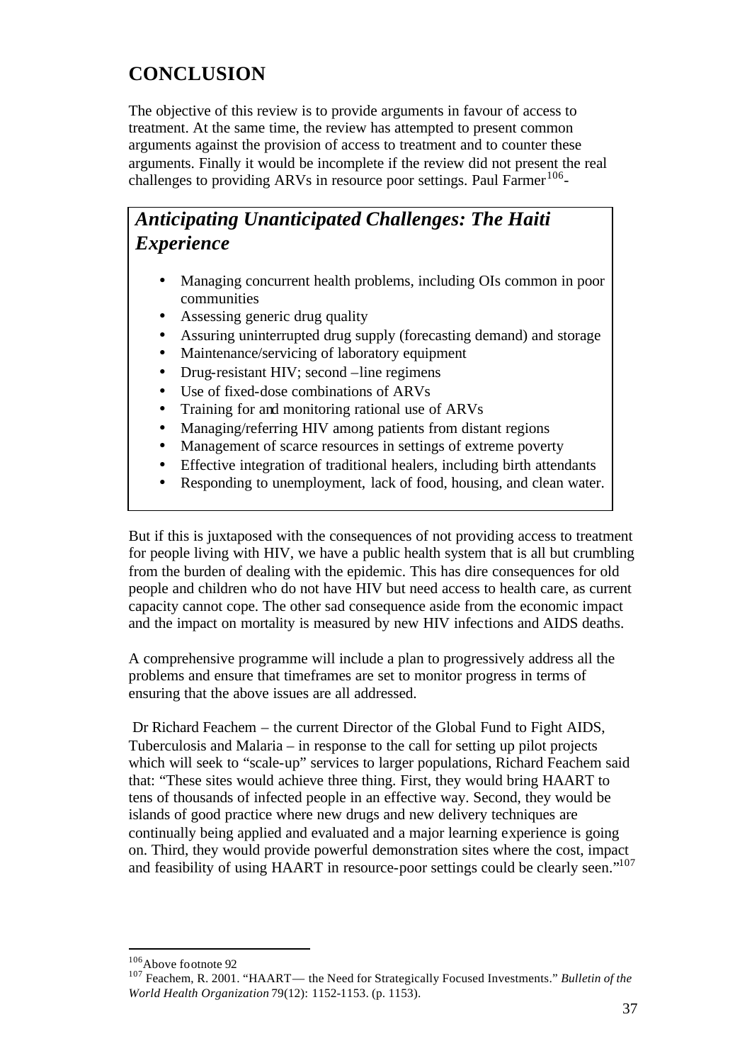# CONCLUSION

The objective of this review is to provide arguments in favour of access to treatment. At the same time, the review has attempted to present common arguments against the provision of access to treatment and to counter these arguments. Finally it would be incomplete if the review did not present the real challenges to providing ARVs in resource poor settings. Paul Farmer[106]-

> ***Anticipating Unanticipated Challenges: The Haiti Experience***
>
> - Managing concurrent health problems, including OIs common in poor communities
> - Assessing generic drug quality
> - Assuring uninterrupted drug supply (forecasting demand) and storage
> - Maintenance/servicing of laboratory equipment
> - Drug-resistant HIV; second –line regimens
> - Use of fixed-dose combinations of ARVs
> - Training for and monitoring rational use of ARVs
> - Managing/referring HIV among patients from distant regions
> - Management of scarce resources in settings of extreme poverty
> - Effective integration of traditional healers, including birth attendants
> - Responding to unemployment, lack of food, housing, and clean water.

But if this is juxtaposed with the consequences of not providing access to treatment for people living with HIV, we have a public health system that is all but crumbling from the burden of dealing with the epidemic. This has dire consequences for old people and children who do not have HIV but need access to health care, as current capacity cannot cope. The other sad consequence aside from the economic impact and the impact on mortality is measured by new HIV infections and AIDS deaths.

A comprehensive programme will include a plan to progressively address all the problems and ensure that timeframes are set to monitor progress in terms of ensuring that the above issues are all addressed.

Dr Richard Feachem – the current Director of the Global Fund to Fight AIDS, Tuberculosis and Malaria – in response to the call for setting up pilot projects which will seek to "scale-up" services to larger populations, Richard Feachem said that: "These sites would achieve three thing. First, they would bring HAART to tens of thousands of infected people in an effective way. Second, they would be islands of good practice where new drugs and new delivery techniques are continually being applied and evaluated and a major learning experience is going on. Third, they would provide powerful demonstration sites where the cost, impact and feasibility of using HAART in resource-poor settings could be clearly seen."[107]

---

[106] Above footnote 92

[107] Feachem, R. 2001. "HAART— the Need for Strategically Focused Investments." *Bulletin of the World Health Organization* 79(12): 1152-1153. (p. 1153).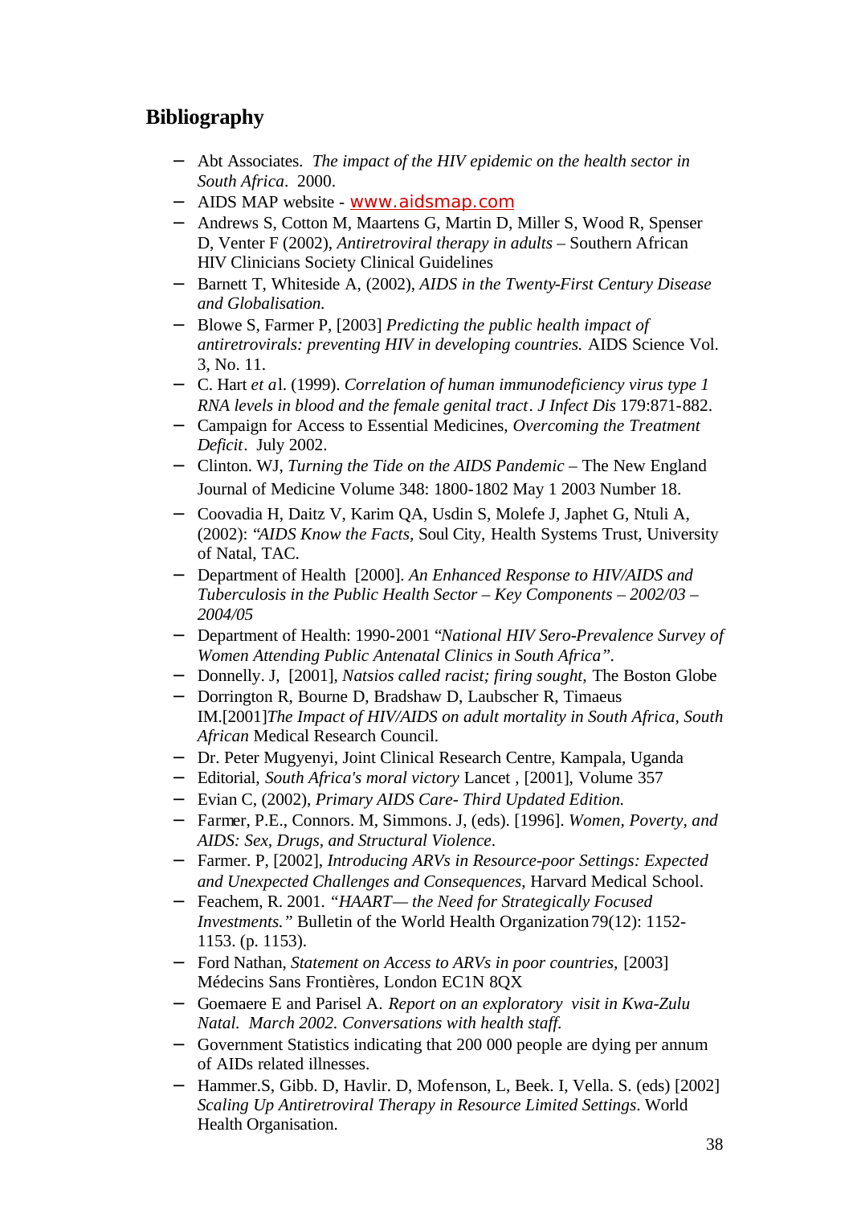## Bibliography

- Abt Associates. *The impact of the HIV epidemic on the health sector in South Africa*. 2000.
- AIDS MAP website - www.aidsmap.com
- Andrews S, Cotton M, Maartens G, Martin D, Miller S, Wood R, Spenser D, Venter F (2002), *Antiretroviral therapy in adults* – Southern African HIV Clinicians Society Clinical Guidelines
- Barnett T, Whiteside A, (2002), *AIDS in the Twenty-First Century Disease and Globalisation.*
- Blowe S, Farmer P, [2003] *Predicting the public health impact of antiretrovirals: preventing HIV in developing countries.* AIDS Science Vol. 3, No. 11.
- C. Hart *et a*l. (1999). *Correlation of human immunodeficiency virus type 1 RNA levels in blood and the female genital tract*. *J Infect Dis* 179:871-882.
- Campaign for Access to Essential Medicines, *Overcoming the Treatment Deficit*. July 2002.
- Clinton. WJ, *Turning the Tide on the AIDS Pandemic* – The New England Journal of Medicine Volume 348: 1800-1802 May 1 2003 Number 18.
- Coovadia H, Daitz V, Karim QA, Usdin S, Molefe J, Japhet G, Ntuli A, (2002): *"AIDS Know the Facts,* Soul City, Health Systems Trust, University of Natal, TAC.
- Department of Health [2000]. *An Enhanced Response to HIV/AIDS and Tuberculosis in the Public Health Sector – Key Components – 2002/03 – 2004/05*
- Department of Health: 1990-2001 *"National HIV Sero-Prevalence Survey of Women Attending Public Antenatal Clinics in South Africa".*
- Donnelly. J, [2001], *Natsios called racist; firing sought,* The Boston Globe
- Dorrington R, Bourne D, Bradshaw D, Laubscher R, Timaeus IM.[2001]*The Impact of HIV/AIDS on adult mortality in South Africa, South African* Medical Research Council.
- Dr. Peter Mugyenyi, Joint Clinical Research Centre, Kampala, Uganda
- Editorial, *South Africa's moral victory* Lancet , [2001], Volume 357
- Evian C, (2002), *Primary AIDS Care- Third Updated Edition.*
- Farmer, P.E., Connors. M, Simmons. J, (eds). [1996]. *Women, Poverty, and AIDS: Sex, Drugs, and Structural Violence*.
- Farmer. P, [2002], *Introducing ARVs in Resource-poor Settings: Expected and Unexpected Challenges and Consequences*, Harvard Medical School.
- Feachem, R. 2001. *"HAART— the Need for Strategically Focused Investments."* Bulletin of the World Health Organization 79(12): 1152-1153. (p. 1153).
- Ford Nathan, *Statement on Access to ARVs in poor countries,* [2003] Médecins Sans Frontières, London EC1N 8QX
- Goemaere E and Parisel A. *Report on an exploratory visit in Kwa-Zulu Natal. March 2002. Conversations with health staff.*
- Government Statistics indicating that 200 000 people are dying per annum of AIDs related illnesses.
- Hammer.S, Gibb. D, Havlir. D, Mofenson, L, Beek. I, Vella. S. (eds) [2002] *Scaling Up Antiretroviral Therapy in Resource Limited Settings*. World Health Organisation.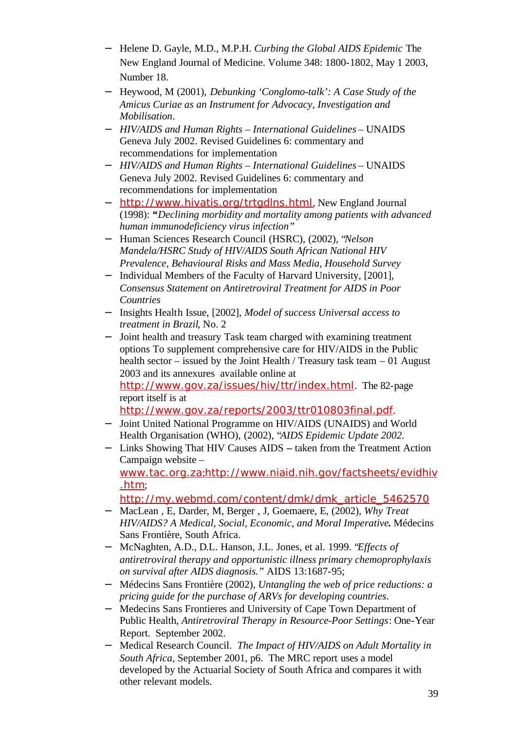- Helene D. Gayle, M.D., M.P.H. *Curbing the Global AIDS Epidemic* The New England Journal of Medicine. Volume 348: 1800-1802, May 1 2003, Number 18.
- Heywood, M (2001), *Debunking 'Conglomo-talk': A Case Study of the Amicus Curiae as an Instrument for Advocacy, Investigation and Mobilisation*.
- *HIV/AIDS and Human Rights – International Guidelines* – UNAIDS Geneva July 2002. Revised Guidelines 6: commentary and recommendations for implementation
- *HIV/AIDS and Human Rights – International Guidelines* – UNAIDS Geneva July 2002. Revised Guidelines 6: commentary and recommendations for implementation
- http://www.hivatis.org/trtgdlns.html, New England Journal (1998): **"***Declining morbidity and mortality among patients with advanced human immunodeficiency virus infection"*
- Human Sciences Research Council (HSRC), (2002), *"Nelson Mandela/HSRC Study of HIV/AIDS South African National HIV Prevalence, Behavioural Risks and Mass Media, Household Survey*
- Individual Members of the Faculty of Harvard University, [2001], *Consensus Statement on Antiretroviral Treatment for AIDS in Poor Countries*
- Insights Health Issue, [2002], *Model of success Universal access to treatment in Brazil*, No. 2
- Joint health and treasury Task team charged with examining treatment options To supplement comprehensive care for HIV/AIDS in the Public health sector – issued by the Joint Health / Treasury task team – 01 August 2003 and its annexures available online at http://www.gov.za/issues/hiv/ttr/index.html. The 82-page report itself is at http://www.gov.za/reports/2003/ttr010803final.pdf.
- Joint United National Programme on HIV/AIDS (UNAIDS) and World Health Organisation (WHO), (2002), *"AIDS Epidemic Update 2002.*
- Links Showing That HIV Causes AIDS **–** taken from the Treatment Action Campaign website – www.tac.org.za;http://www.niaid.nih.gov/factsheets/evidhiv.htm; http://my.webmd.com/content/dmk/dmk_article_5462570
- MacLean , E, Darder, M, Berger , J, Goemaere, E, (2002), *Why Treat HIV/AIDS? A Medical, Social, Economic, and Moral Imperative***.** Médecins Sans Frontière, South Africa.
- McNaghten, A.D., D.L. Hanson, J.L. Jones, et al. 1999. *"Effects of antiretroviral therapy and opportunistic illness primary chemoprophylaxis on survival after AIDS diagnosis."* AIDS 13:1687-95;
- Médecins Sans Frontière (2002), *Untangling the web of price reductions: a pricing guide for the purchase of ARVs for developing countries*.
- Medecins Sans Frontieres and University of Cape Town Department of Public Health, *Antiretroviral Therapy in Resource-Poor Settings*: One-Year Report. September 2002.
- Medical Research Council. *The Impact of HIV/AIDS on Adult Mortality in South Africa*, September 2001, p6. The MRC report uses a model developed by the Actuarial Society of South Africa and compares it with other relevant models.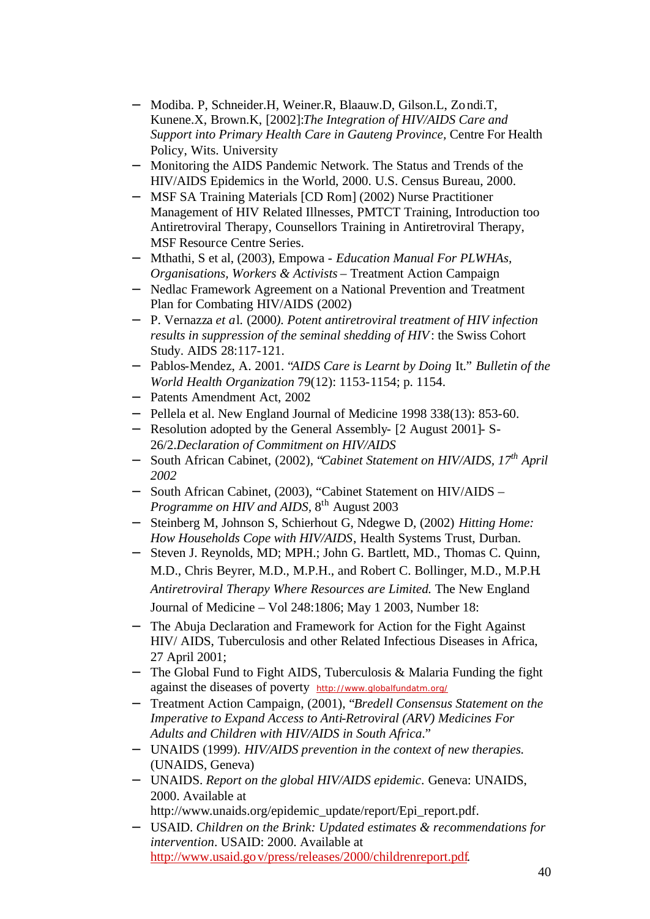- Modiba. P, Schneider.H, Weiner.R, Blaauw.D, Gilson.L, Zondi.T, Kunene.X, Brown.K, [2002]:*The Integration of HIV/AIDS Care and Support into Primary Health Care in Gauteng Province*, Centre For Health Policy, Wits. University
- Monitoring the AIDS Pandemic Network. The Status and Trends of the HIV/AIDS Epidemics in the World, 2000. U.S. Census Bureau, 2000.
- MSF SA Training Materials [CD Rom] (2002) Nurse Practitioner Management of HIV Related Illnesses, PMTCT Training, Introduction too Antiretroviral Therapy, Counsellors Training in Antiretroviral Therapy, MSF Resource Centre Series.
- Mthathi, S et al, (2003), Empowa - *Education Manual For PLWHAs, Organisations, Workers & Activists* – Treatment Action Campaign
- Nedlac Framework Agreement on a National Prevention and Treatment Plan for Combating HIV/AIDS (2002)
- P. Vernazza *et a*l. (2000*). Potent antiretroviral treatment of HIV infection results in suppression of the seminal shedding of HIV*: the Swiss Cohort Study. AIDS 28:117-121.
- Pablos-Mendez, A. 2001. "*AIDS Care is Learnt by Doing* It." *Bulletin of the World Health Organization* 79(12): 1153-1154; p. 1154.
- Patents Amendment Act, 2002
- Pellela et al. New England Journal of Medicine 1998 338(13): 853-60.
- Resolution adopted by the General Assembly- [2 August 2001]- S-26/2.*Declaration of Commitment on HIV/AIDS*
- South African Cabinet, (2002), *"Cabinet Statement on HIV/AIDS, 17th April 2002*
- South African Cabinet, (2003), "Cabinet Statement on HIV/AIDS – *Programme on HIV and AIDS,* 8th August 2003
- Steinberg M, Johnson S, Schierhout G, Ndegwe D, (2002) *Hitting Home: How Households Cope with HIV/AIDS*, Health Systems Trust, Durban.
- Steven J. Reynolds, MD; MPH.; John G. Bartlett, MD., Thomas C. Quinn, M.D., Chris Beyrer, M.D., M.P.H., and Robert C. Bollinger, M.D., M.P.H. *Antiretroviral Therapy Where Resources are Limited.* The New England Journal of Medicine – Vol 248:1806; May 1 2003, Number 18:
- The Abuja Declaration and Framework for Action for the Fight Against HIV/ AIDS, Tuberculosis and other Related Infectious Diseases in Africa, 27 April 2001;
- The Global Fund to Fight AIDS, Tuberculosis & Malaria Funding the fight against the diseases of poverty http://www.globalfundatm.org/
- Treatment Action Campaign, (2001), "*Bredell Consensus Statement on the Imperative to Expand Access to Anti-Retroviral (ARV) Medicines For Adults and Children with HIV/AIDS in South Africa*."
- UNAIDS (1999). *HIV/AIDS prevention in the context of new therapies.* (UNAIDS, Geneva)
- UNAIDS. *Report on the global HIV/AIDS epidemic*. Geneva: UNAIDS, 2000. Available at http://www.unaids.org/epidemic_update/report/Epi_report.pdf.
- USAID. *Children on the Brink: Updated estimates & recommendations for intervention*. USAID: 2000. Available at http://www.usaid.gov/press/releases/2000/childrenreport.pdf.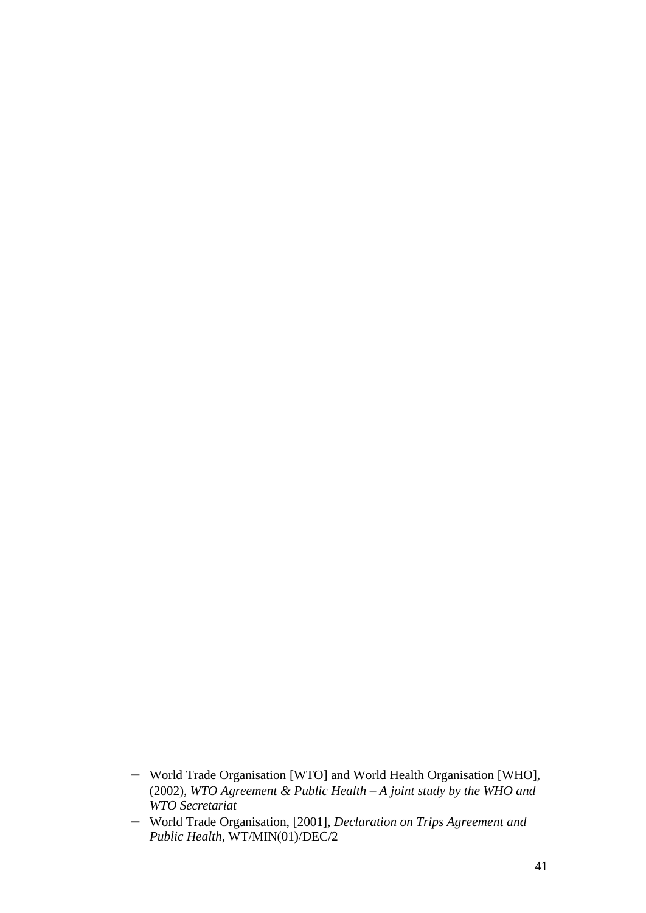- World Trade Organisation [WTO] and World Health Organisation [WHO], (2002), *WTO Agreement & Public Health – A joint study by the WHO and WTO Secretariat*
- World Trade Organisation, [2001], *Declaration on Trips Agreement and Public Health*, WT/MIN(01)/DEC/2